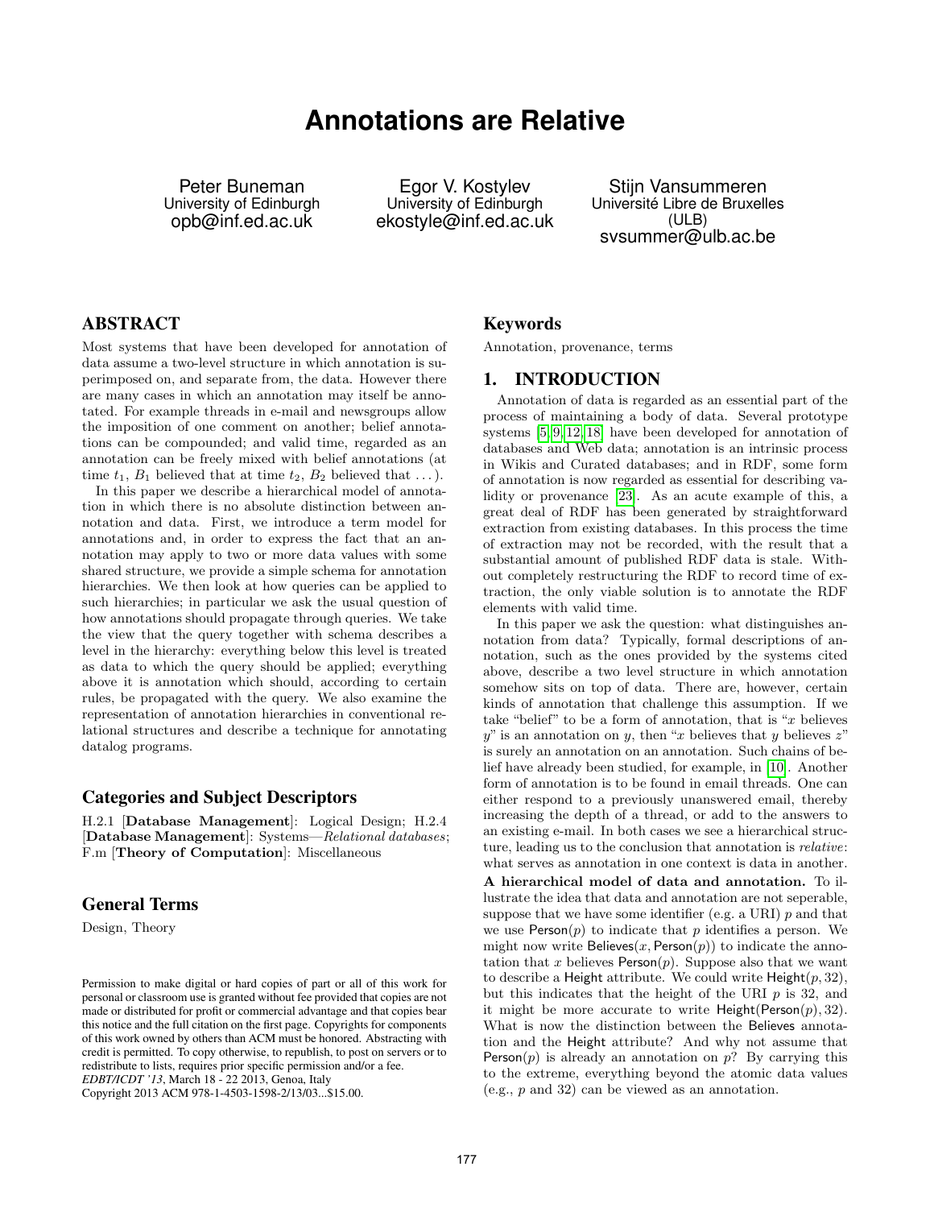# Annotations are Relative

Peter Buneman
University of Edinburgh
opb@inf.ed.ac.uk

Egor V. Kostylev
University of Edinburgh
ekostyle@inf.ed.ac.uk

Stijn Vansummeren
Université Libre de Bruxelles (ULB)
svsummer@ulb.ac.be

## ABSTRACT

Most systems that have been developed for annotation of data assume a two-level structure in which annotation is superimposed on, and separate from, the data. However there are many cases in which an annotation may itself be annotated. For example threads in e-mail and newsgroups allow the imposition of one comment on another; belief annotations can be compounded; and valid time, regarded as an annotation can be freely mixed with belief annotations (at time $t_1$, $B_1$ believed that at time $t_2$, $B_2$ believed that ...).

In this paper we describe a hierarchical model of annotation in which there is no absolute distinction between annotation and data. First, we introduce a term model for annotations and, in order to express the fact that an annotation may apply to two or more data values with some shared structure, we provide a simple schema for annotation hierarchies. We then look at how queries can be applied to such hierarchies; in particular we ask the usual question of how annotations should propagate through queries. We take the view that the query together with schema describes a level in the hierarchy: everything below this level is treated as data to which the query should be applied; everything above it is annotation which should, according to certain rules, be propagated with the query. We also examine the representation of annotation hierarchies in conventional relational structures and describe a technique for annotating datalog programs.

### Categories and Subject Descriptors

H.2.1 [**Database Management**]: Logical Design; H.2.4 [**Database Management**]: Systems—*Relational databases*; F.m [**Theory of Computation**]: Miscellaneous

### General Terms

Design, Theory

Permission to make digital or hard copies of part or all of this work for personal or classroom use is granted without fee provided that copies are not made or distributed for profit or commercial advantage and that copies bear this notice and the full citation on the first page. Copyrights for components of this work owned by others than ACM must be honored. Abstracting with credit is permitted. To copy otherwise, to republish, to post on servers or to redistribute to lists, requires prior specific permission and/or a fee.
*EDBT/ICDT '13*, March 18 - 22 2013, Genoa, Italy
Copyright 2013 ACM 978-1-4503-1598-2/13/03...$15.00.

### Keywords

Annotation, provenance, terms

## 1. INTRODUCTION

Annotation of data is regarded as an essential part of the process of maintaining a body of data. Several prototype systems [5, 9, 12, 18] have been developed for annotation of databases and Web data; annotation is an intrinsic process in Wikis and Curated databases; and in RDF, some form of annotation is now regarded as essential for describing validity or provenance [23]. As an acute example of this, a great deal of RDF has been generated by straightforward extraction from existing databases. In this process the time of extraction may not be recorded, with the result that a substantial amount of published RDF data is stale. Without completely restructuring the RDF to record time of extraction, the only viable solution is to annotate the RDF elements with valid time.

In this paper we ask the question: what distinguishes annotation from data? Typically, formal descriptions of annotation, such as the ones provided by the systems cited above, describe a two level structure in which annotation somehow sits on top of data. There are, however, certain kinds of annotation that challenge this assumption. If we take "belief" to be a form of annotation, that is "$x$ believes $y$" is an annotation on $y$, then "$x$ believes that $y$ believes $z$" is surely an annotation on an annotation. Such chains of belief have already been studied, for example, in [10]. Another form of annotation is to be found in email threads. One can either respond to a previously unanswered email, thereby increasing the depth of a thread, or add to the answers to an existing e-mail. In both cases we see a hierarchical structure, leading us to the conclusion that annotation is *relative*: what serves as annotation in one context is data in another.

**A hierarchical model of data and annotation.** To illustrate the idea that data and annotation are not seperable, suppose that we have some identifier (e.g. a URI) $p$ and that we use $\mathsf{Person}(p)$ to indicate that $p$ identifies a person. We might now write $\mathsf{Believes}(x, \mathsf{Person}(p))$ to indicate the annotation that $x$ believes $\mathsf{Person}(p)$. Suppose also that we want to describe a $\mathsf{Height}$ attribute. We could write $\mathsf{Height}(p, 32)$, but this indicates that the height of the URI $p$ is 32, and it might be more accurate to write $\mathsf{Height}(\mathsf{Person}(p), 32)$. What is now the distinction between the $\mathsf{Believes}$ annotation and the $\mathsf{Height}$ attribute? And why not assume that $\mathsf{Person}(p)$ is already an annotation on $p$? By carrying this to the extreme, everything beyond the atomic data values (e.g., $p$ and 32) can be viewed as an annotation.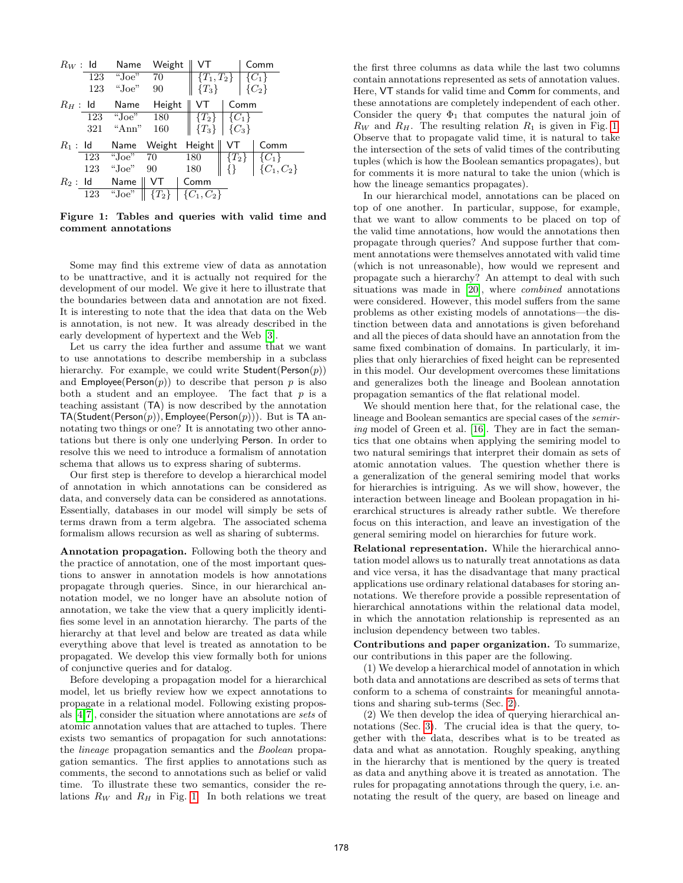$R_W$:

| Id | Name | Weight | VT | Comm |
|---|---|---|---|---|
| 123 | "Joe" | 70 | $\{T_1, T_2\}$ | $\{C_1\}$ |
| 123 | "Joe" | 90 | $\{T_3\}$ | $\{C_2\}$ |

$R_H$:

| Id | Name | Height | VT | Comm |
|---|---|---|---|---|
| 123 | "Joe" | 180 | $\{T_2\}$ | $\{C_1\}$ |
| 321 | "Ann" | 160 | $\{T_3\}$ | $\{C_3\}$ |

$R_1$:

| Id | Name | Weight | Height | VT | Comm |
|---|---|---|---|---|---|
| 123 | "Joe" | 70 | 180 | $\{T_2\}$ | $\{C_1\}$ |
| 123 | "Joe" | 90 | 180 | $\{\}$ | $\{C_1, C_2\}$ |

$R_2$:

| Id | Name | VT | Comm |
|---|---|---|---|
| 123 | "Joe" | $\{T_2\}$ | $\{C_1, C_2\}$ |

**Figure 1: Tables and queries with valid time and comment annotations**

Some may find this extreme view of data as annotation to be unattractive, and it is actually not required for the development of our model. We give it here to illustrate that the boundaries between data and annotation are not fixed. It is interesting to note that the idea that data on the Web is annotation, is not new. It was already described in the early development of hypertext and the Web [3].

Let us carry the idea further and assume that we want to use annotations to describe membership in a subclass hierarchy. For example, we could write Student(Person($p$)) and Employee(Person($p$)) to describe that person $p$ is also both a student and an employee. The fact that $p$ is a teaching assistant (TA) is now described by the annotation TA(Student(Person($p$)), Employee(Person($p$))). But is TA annotating two things or one? It is annotating two other annotations but there is only one underlying Person. In order to resolve this we need to introduce a formalism of annotation schema that allows us to express sharing of subterms.

Our first step is therefore to develop a hierarchical model of annotation in which annotations can be considered as data, and conversely data can be considered as annotations. Essentially, databases in our model will simply be sets of terms drawn from a term algebra. The associated schema formalism allows recursion as well as sharing of subterms.

**Annotation propagation.** Following both the theory and the practice of annotation, one of the most important questions to answer in annotation models is how annotations propagate through queries. Since, in our hierarchical annotation model, we no longer have an absolute notion of annotation, we take the view that a query implicitly identifies some level in an annotation hierarchy. The parts of the hierarchy at that level and below are treated as data while everything above that level is treated as annotation to be propagated. We develop this view formally both for unions of conjunctive queries and for datalog.

Before developing a propagation model for a hierarchical model, let us briefly review how we expect annotations to propagate in a relational model. Following existing proposals [4, 7], consider the situation where annotations are *sets* of atomic annotation values that are attached to tuples. There exists two semantics of propagation for such annotations: the *lineage* propagation semantics and the *Boolean* propagation semantics. The first applies to annotations such as comments, the second to annotations such as belief or valid time. To illustrate these two semantics, consider the relations $R_W$ and $R_H$ in Fig. 1. In both relations we treat the first three columns as data while the last two columns contain annotations represented as sets of annotation values. Here, VT stands for valid time and Comm for comments, and these annotations are completely independent of each other. Consider the query $\Phi_1$ that computes the natural join of $R_W$ and $R_H$. The resulting relation $R_1$ is given in Fig. 1. Observe that to propagate valid time, it is natural to take the intersection of the sets of valid times of the contributing tuples (which is how the Boolean semantics propagates), but for comments it is more natural to take the union (which is how the lineage semantics propagates).

In our hierarchical model, annotations can be placed on top of one another. In particular, suppose, for example, that we want to allow comments to be placed on top of the valid time annotations, how would the annotations then propagate through queries? And suppose further that comment annotations were themselves annotated with valid time (which is not unreasonable), how would we represent and propagate such a hierarchy? An attempt to deal with such situations was made in [20], where *combined* annotations were considered. However, this model suffers from the same problems as other existing models of annotations—the distinction between data and annotations is given beforehand and all the pieces of data should have an annotation from the same fixed combination of domains. In particularly, it implies that only hierarchies of fixed height can be represented in this model. Our development overcomes these limitations and generalizes both the lineage and Boolean annotation propagation semantics of the flat relational model.

We should mention here that, for the relational case, the lineage and Boolean semantics are special cases of the *semiring* model of Green et al. [16]. They are in fact the semantics that one obtains when applying the semiring model to two natural semirings that interpret their domain as sets of atomic annotation values. The question whether there is a generalization of the general semiring model that works for hierarchies is intriguing. As we will show, however, the interaction between lineage and Boolean propagation in hierarchical structures is already rather subtle. We therefore focus on this interaction, and leave an investigation of the general semiring model on hierarchies for future work.

**Relational representation.** While the hierarchical annotation model allows us to naturally treat annotations as data and vice versa, it has the disadvantage that many practical applications use ordinary relational databases for storing annotations. We therefore provide a possible representation of hierarchical annotations within the relational data model, in which the annotation relationship is represented as an inclusion dependency between two tables.

**Contributions and paper organization.** To summarize, our contributions in this paper are the following.

(1) We develop a hierarchical model of annotation in which both data and annotations are described as sets of terms that conform to a schema of constraints for meaningful annotations and sharing sub-terms (Sec. 2).

(2) We then develop the idea of querying hierarchical annotations (Sec. 3). The crucial idea is that the query, together with the data, describes what is to be treated as data and what as annotation. Roughly speaking, anything in the hierarchy that is mentioned by the query is treated as data and anything above it is treated as annotation. The rules for propagating annotations through the query, i.e. annotating the result of the query, are based on lineage and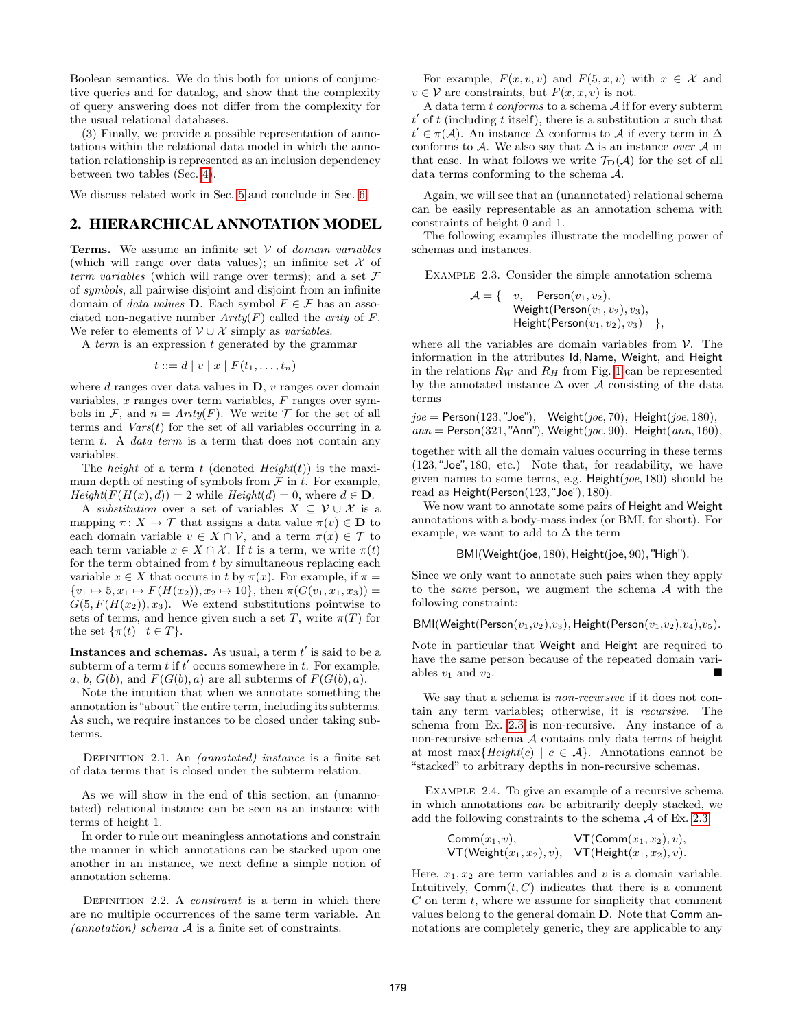Boolean semantics. We do this both for unions of conjunctive queries and for datalog, and show that the complexity of query answering does not differ from the complexity for the usual relational databases.

(3) Finally, we provide a possible representation of annotations within the relational data model in which the annotation relationship is represented as an inclusion dependency between two tables (Sec. 4).

We discuss related work in Sec. 5 and conclude in Sec. 6.

## 2. HIERARCHICAL ANNOTATION MODEL

**Terms.** We assume an infinite set $\mathcal{V}$ of *domain variables* (which will range over data values); an infinite set $\mathcal{X}$ of *term variables* (which will range over terms); and a set $\mathcal{F}$ of *symbols*, all pairwise disjoint and disjoint from an infinite domain of *data values* $\mathbf{D}$. Each symbol $F \in \mathcal{F}$ has an associated non-negative number $Arity(F)$ called the *arity* of $F$. We refer to elements of $\mathcal{V} \cup \mathcal{X}$ simply as *variables*.

A *term* is an expression $t$ generated by the grammar

$$t ::= d \mid v \mid x \mid F(t_1, \ldots, t_n)$$

where $d$ ranges over data values in $\mathbf{D}$, $v$ ranges over domain variables, $x$ ranges over term variables, $F$ ranges over symbols in $\mathcal{F}$, and $n = Arity(F)$. We write $\mathcal{T}$ for the set of all terms and $Vars(t)$ for the set of all variables occurring in a term $t$. A *data term* is a term that does not contain any variables.

The *height* of a term $t$ (denoted $Height(t)$) is the maximum depth of nesting of symbols from $\mathcal{F}$ in $t$. For example, $Height(F(H(x), d)) = 2$ while $Height(d) = 0$, where $d \in \mathbf{D}$.

A *substitution* over a set of variables $X \subseteq \mathcal{V} \cup \mathcal{X}$ is a mapping $\pi \colon X \to \mathcal{T}$ that assigns a data value $\pi(v) \in \mathbf{D}$ to each domain variable $v \in X \cap \mathcal{V}$, and a term $\pi(x) \in \mathcal{T}$ to each term variable $x \in X \cap \mathcal{X}$. If $t$ is a term, we write $\pi(t)$ for the term obtained from $t$ by simultaneous replacing each variable $x \in X$ that occurs in $t$ by $\pi(x)$. For example, if $\pi = \{v_1 \mapsto 5, x_1 \mapsto F(H(x_2)), x_2 \mapsto 10\}$, then $\pi(G(v_1, x_1, x_3)) = G(5, F(H(x_2)), x_3)$. We extend substitutions pointwise to sets of terms, and hence given such a set $T$, write $\pi(T)$ for the set $\{\pi(t) \mid t \in T\}$.

**Instances and schemas.** As usual, a term $t'$ is said to be a subterm of a term $t$ if $t'$ occurs somewhere in $t$. For example, $a$, $b$, $G(b)$, and $F(G(b), a)$ are all subterms of $F(G(b), a)$.

Note the intuition that when we annotate something the annotation is "about" the entire term, including its subterms. As such, we require instances to be closed under taking subterms.

Definition 2.1. An *(annotated) instance* is a finite set of data terms that is closed under the subterm relation.

As we will show in the end of this section, an (unannotated) relational instance can be seen as an instance with terms of height 1.

In order to rule out meaningless annotations and constrain the manner in which annotations can be stacked upon one another in an instance, we next define a simple notion of annotation schema.

Definition 2.2. A *constraint* is a term in which there are no multiple occurrences of the same term variable. An *(annotation) schema* $\mathcal{A}$ is a finite set of constraints.

For example, $F(x, v, v)$ and $F(5, x, v)$ with $x \in \mathcal{X}$ and $v \in \mathcal{V}$ are constraints, but $F(x, x, v)$ is not.

A data term $t$ *conforms* to a schema $\mathcal{A}$ if for every subterm $t'$ of $t$ (including $t$ itself), there is a substitution $\pi$ such that $t' \in \pi(\mathcal{A})$. An instance $\Delta$ conforms to $\mathcal{A}$ if every term in $\Delta$ conforms to $\mathcal{A}$. We also say that $\Delta$ is an instance *over* $\mathcal{A}$ in that case. In what follows we write $\mathcal{T}_{\mathbf{D}}(\mathcal{A})$ for the set of all data terms conforming to the schema $\mathcal{A}$.

Again, we will see that an (unannotated) relational schema can be easily representable as an annotation schema with constraints of height 0 and 1.

The following examples illustrate the modelling power of schemas and instances.

Example 2.3. Consider the simple annotation schema

$$\mathcal{A} = \{ \quad v, \quad \mathsf{Person}(v_1, v_2), \quad \mathsf{Weight}(\mathsf{Person}(v_1, v_2), v_3), \quad \mathsf{Height}(\mathsf{Person}(v_1, v_2), v_3) \quad \},$$

where all the variables are domain variables from $\mathcal{V}$. The information in the attributes $\mathsf{Id}, \mathsf{Name}, \mathsf{Weight}$, and $\mathsf{Height}$ in the relations $R_W$ and $R_H$ from Fig. 1 can be represented by the annotated instance $\Delta$ over $\mathcal{A}$ consisting of the data terms

$$joe = \mathsf{Person}(123, \text{"Joe"}), \quad \mathsf{Weight}(joe, 70), \quad \mathsf{Height}(joe, 180),$$
$$ann = \mathsf{Person}(321, \text{"Ann"}), \quad \mathsf{Weight}(joe, 90), \quad \mathsf{Height}(ann, 160),$$

together with all the domain values occurring in these terms (123, "Joe", 180, etc.) Note that, for readability, we have given names to some terms, e.g. $\mathsf{Height}(joe, 180)$ should be read as $\mathsf{Height}(\mathsf{Person}(123, \text{"Joe"}), 180)$.

We now want to annotate some pairs of Height and Weight annotations with a body-mass index (or BMI, for short). For example, we want to add to $\Delta$ the term

$$\mathsf{BMI}(\mathsf{Weight}(\mathsf{joe}, 180), \mathsf{Height}(\mathsf{joe}, 90), \text{"High"}).$$

Since we only want to annotate such pairs when they apply to the *same* person, we augment the schema $\mathcal{A}$ with the following constraint:

$$\mathsf{BMI}(\mathsf{Weight}(\mathsf{Person}(v_1,v_2),v_3), \mathsf{Height}(\mathsf{Person}(v_1,v_2),v_4),v_5).$$

Note in particular that Weight and Height are required to have the same person because of the repeated domain variables $v_1$ and $v_2$. ■

We say that a schema is *non-recursive* if it does not contain any term variables; otherwise, it is *recursive*. The schema from Ex. 2.3 is non-recursive. Any instance of a non-recursive schema $\mathcal{A}$ contains only data terms of height at most $\max\{Height(c) \mid c \in \mathcal{A}\}$. Annotations cannot be "stacked" to arbitrary depths in non-recursive schemas.

Example 2.4. To give an example of a recursive schema in which annotations *can* be arbitrarily deeply stacked, we add the following constraints to the schema $\mathcal{A}$ of Ex. 2.3:

$$\mathsf{Comm}(x_1, v), \qquad \mathsf{VT}(\mathsf{Comm}(x_1, x_2), v),$$
$$\mathsf{VT}(\mathsf{Weight}(x_1, x_2), v), \quad \mathsf{VT}(\mathsf{Height}(x_1, x_2), v).$$

Here, $x_1, x_2$ are term variables and $v$ is a domain variable. Intuitively, $\mathsf{Comm}(t, C)$ indicates that there is a comment $C$ on term $t$, where we assume for simplicity that comment values belong to the general domain $\mathbf{D}$. Note that Comm annotations are completely generic, they are applicable to any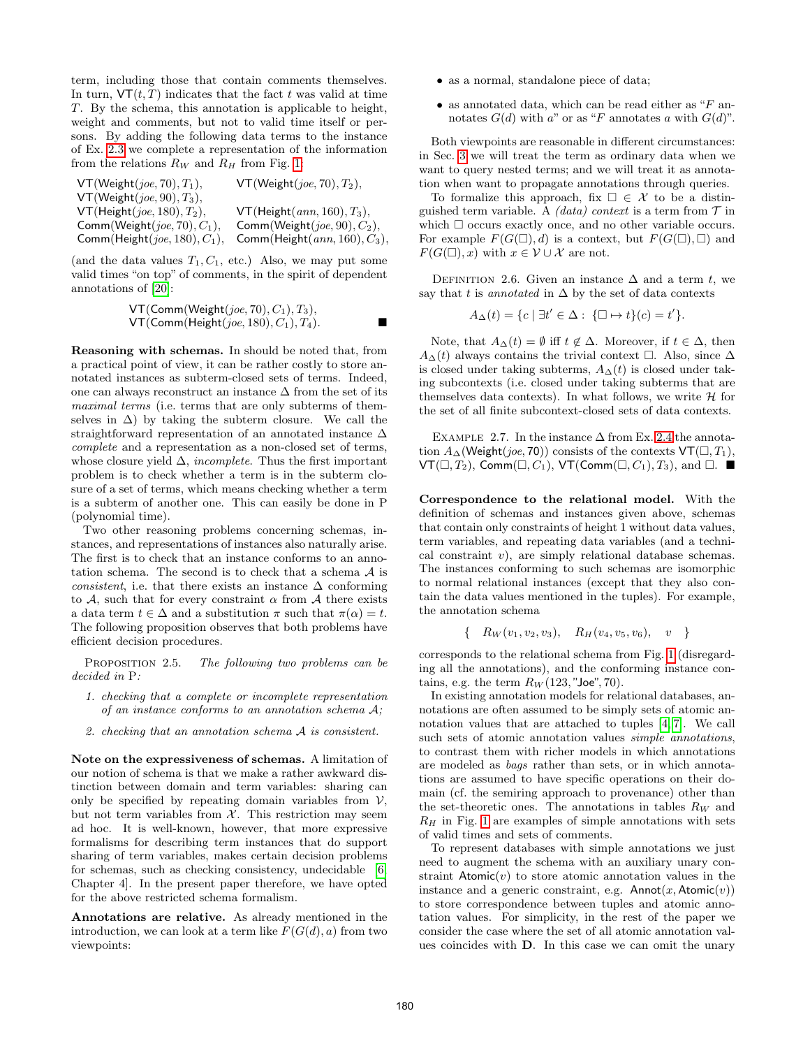term, including those that contain comments themselves. In turn, $\mathsf{VT}(t, T)$ indicates that the fact $t$ was valid at time $T$. By the schema, this annotation is applicable to height, weight and comments, but not to valid time itself or persons. By adding the following data terms to the instance of Ex. 2.3 we complete a representation of the information from the relations $R_W$ and $R_H$ from Fig. 1:

$$\begin{array}{ll}
\mathsf{VT}(\mathsf{Weight}(joe, 70), T_1), & \mathsf{VT}(\mathsf{Weight}(joe, 70), T_2), \\
\mathsf{VT}(\mathsf{Weight}(joe, 90), T_3), & \\
\mathsf{VT}(\mathsf{Height}(joe, 180), T_2), & \mathsf{VT}(\mathsf{Height}(ann, 160), T_3), \\
\mathsf{Comm}(\mathsf{Weight}(joe, 70), C_1), & \mathsf{Comm}(\mathsf{Weight}(joe, 90), C_2), \\
\mathsf{Comm}(\mathsf{Height}(joe, 180), C_1), & \mathsf{Comm}(\mathsf{Height}(ann, 160), C_3),
\end{array}$$

(and the data values $T_1, C_1$, etc.) Also, we may put some valid times "on top" of comments, in the spirit of dependent annotations of [20]:

$$\begin{array}{l}
\mathsf{VT}(\mathsf{Comm}(\mathsf{Weight}(joe, 70), C_1), T_3), \\
\mathsf{VT}(\mathsf{Comm}(\mathsf{Height}(joe, 180), C_1), T_4).
\end{array}$$ ■

**Reasoning with schemas.** In should be noted that, from a practical point of view, it can be rather costly to store annotated instances as subterm-closed sets of terms. Indeed, one can always reconstruct an instance $\Delta$ from the set of its *maximal terms* (i.e. terms that are only subterms of themselves in $\Delta$) by taking the subterm closure. We call the straightforward representation of an annotated instance $\Delta$ *complete* and a representation as a non-closed set of terms, whose closure yield $\Delta$, *incomplete*. Thus the first important problem is to check whether a term is in the subterm closure of a set of terms, which means checking whether a term is a subterm of another one. This can easily be done in P (polynomial time).

Two other reasoning problems concerning schemas, instances, and representations of instances also naturally arise. The first is to check that an instance conforms to an annotation schema. The second is to check that a schema $\mathcal{A}$ is *consistent*, i.e. that there exists an instance $\Delta$ conforming to $\mathcal{A}$, such that for every constraint $\alpha$ from $\mathcal{A}$ there exists a data term $t \in \Delta$ and a substitution $\pi$ such that $\pi(\alpha) = t$. The following proposition observes that both problems have efficient decision procedures.

Proposition 2.5. *The following two problems can be decided in* P*:*

1. *checking that a complete or incomplete representation of an instance conforms to an annotation schema $\mathcal{A}$;*
2. *checking that an annotation schema $\mathcal{A}$ is consistent.*

**Note on the expressiveness of schemas.** A limitation of our notion of schema is that we make a rather awkward distinction between domain and term variables: sharing can only be specified by repeating domain variables from $\mathcal{V}$, but not term variables from $\mathcal{X}$. This restriction may seem ad hoc. It is well-known, however, that more expressive formalisms for describing term instances that do support sharing of term variables, makes certain decision problems for schemas, such as checking consistency, undecidable [6, Chapter 4]. In the present paper therefore, we have opted for the above restricted schema formalism.

**Annotations are relative.** As already mentioned in the introduction, we can look at a term like $F(G(d), a)$ from two viewpoints:

- as a normal, standalone piece of data;
- as annotated data, which can be read either as "$F$ annotates $G(d)$ with $a$" or as "$F$ annotates $a$ with $G(d)$".

Both viewpoints are reasonable in different circumstances: in Sec. 3 we will treat the term as ordinary data when we want to query nested terms; and we will treat it as annotation when want to propagate annotations through queries.

To formalize this approach, fix $\square \in \mathcal{X}$ to be a distinguished term variable. A *(data) context* is a term from $\mathcal{T}$ in which $\square$ occurs exactly once, and no other variable occurs. For example $F(G(\square), d)$ is a context, but $F(G(\square), \square)$ and $F(G(\square), x)$ with $x \in \mathcal{V} \cup \mathcal{X}$ are not.

Definition 2.6. Given an instance $\Delta$ and a term $t$, we say that $t$ is *annotated* in $\Delta$ by the set of data contexts

$$A_\Delta(t) = \{c \mid \exists t' \in \Delta : \{\square \mapsto t\}(c) = t'\}.$$

Note, that $A_\Delta(t) = \emptyset$ iff $t \notin \Delta$. Moreover, if $t \in \Delta$, then $A_\Delta(t)$ always contains the trivial context $\square$. Also, since $\Delta$ is closed under taking subterms, $A_\Delta(t)$ is closed under taking subcontexts (i.e. closed under taking subterms that are themselves data contexts). In what follows, we write $\mathcal{H}$ for the set of all finite subcontext-closed sets of data contexts.

Example 2.7. In the instance $\Delta$ from Ex. 2.4 the annotation $A_\Delta(\mathsf{Weight}(joe, 70))$ consists of the contexts $\mathsf{VT}(\square, T_1)$, $\mathsf{VT}(\square, T_2)$, $\mathsf{Comm}(\square, C_1)$, $\mathsf{VT}(\mathsf{Comm}(\square, C_1), T_3)$, and $\square$. ■

**Correspondence to the relational model.** With the definition of schemas and instances given above, schemas that contain only constraints of height 1 without data values, term variables, and repeating data variables (and a technical constraint $v$), are simply relational database schemas. The instances conforming to such schemas are isomorphic to normal relational instances (except that they also contain the data values mentioned in the tuples). For example, the annotation schema

$$\{ \quad R_W(v_1, v_2, v_3), \quad R_H(v_4, v_5, v_6), \quad v \quad \}$$

corresponds to the relational schema from Fig. 1 (disregarding all the annotations), and the conforming instance contains, e.g. the term $R_W(123, \text{"Joe"}, 70)$.

In existing annotation models for relational databases, annotations are often assumed to be simply sets of atomic annotation values that are attached to tuples [4, 7]. We call such sets of atomic annotation values *simple annotations*, to contrast them with richer models in which annotations are modeled as *bags* rather than sets, or in which annotations are assumed to have specific operations on their domain (cf. the semiring approach to provenance) other than the set-theoretic ones. The annotations in tables $R_W$ and $R_H$ in Fig. 1 are examples of simple annotations with sets of valid times and sets of comments.

To represent databases with simple annotations we just need to augment the schema with an auxiliary unary constraint $\mathsf{Atomic}(v)$ to store atomic annotation values in the instance and a generic constraint, e.g. $\mathsf{Annot}(x, \mathsf{Atomic}(v))$ to store correspondence between tuples and atomic annotation values. For simplicity, in the rest of the paper we consider the case where the set of all atomic annotation values coincides with $\mathbf{D}$. In this case we can omit the unary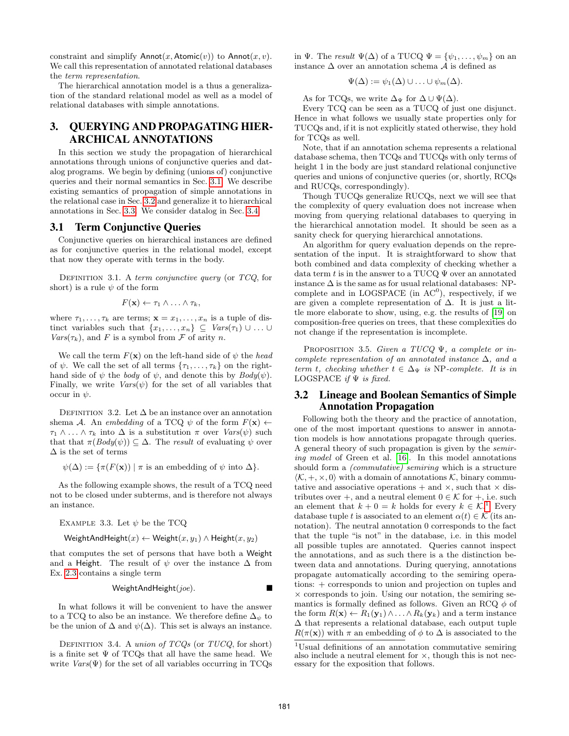constraint and simplify $\mathsf{Annot}(x, \mathsf{Atomic}(v))$ to $\mathsf{Annot}(x, v)$. We call this representation of annotated relational databases the *term representation*.

The hierarchical annotation model is a thus a generalization of the standard relational model as well as a model of relational databases with simple annotations.

# 3. QUERYING AND PROPAGATING HIERARCHICAL ANNOTATIONS

In this section we study the propagation of hierarchical annotations through unions of conjunctive queries and datalog programs. We begin by defining (unions of) conjunctive queries and their normal semantics in Sec. 3.1. We describe existing semantics of propagation of simple annotations in the relational case in Sec. 3.2 and generalize it to hierarchical annotations in Sec. 3.3. We consider datalog in Sec. 3.4.

## 3.1 Term Conjunctive Queries

Conjunctive queries on hierarchical instances are defined as for conjunctive queries in the relational model, except that now they operate with terms in the body.

DEFINITION 3.1. A *term conjunctive query* (or *TCQ*, for short) is a rule $\psi$ of the form

$$F(\mathbf{x}) \leftarrow \tau_1 \wedge \ldots \wedge \tau_k,$$

where $\tau_1, \ldots, \tau_k$ are terms; $\mathbf{x} = x_1, \ldots, x_n$ is a tuple of distinct variables such that $\{x_1, \ldots, x_n\} \subseteq \mathit{Vars}(\tau_1) \cup \ldots \cup \mathit{Vars}(\tau_k)$, and $F$ is a symbol from $\mathcal{F}$ of arity $n$.

We call the term $F(\mathbf{x})$ on the left-hand side of $\psi$ the *head* of $\psi$. We call the set of all terms $\{\tau_1, \ldots, \tau_k\}$ on the right-hand side of $\psi$ the *body* of $\psi$, and denote this by $\mathit{Body}(\psi)$. Finally, we write $\mathit{Vars}(\psi)$ for the set of all variables that occur in $\psi$.

DEFINITION 3.2. Let $\Delta$ be an instance over an annotation shema $\mathcal{A}$. An *embedding* of a TCQ $\psi$ of the form $F(\mathbf{x}) \leftarrow \tau_1 \wedge \ldots \wedge \tau_k$ into $\Delta$ is a substitution $\pi$ over $\mathit{Vars}(\psi)$ such that that $\pi(\mathit{Body}(\psi)) \subseteq \Delta$. The *result* of evaluating $\psi$ over $\Delta$ is the set of terms

$$\psi(\Delta) := \{\pi(F(\mathbf{x})) \mid \pi \text{ is an embedding of } \psi \text{ into } \Delta\}.$$

As the following example shows, the result of a TCQ need not to be closed under subterms, and is therefore not always an instance.

EXAMPLE 3.3. Let $\psi$ be the TCQ

$$\mathsf{WeightAndHeight}(x) \leftarrow \mathsf{Weight}(x, y_1) \wedge \mathsf{Height}(x, y_2)$$

that computes the set of persons that have both a Weight and a Height. The result of $\psi$ over the instance $\Delta$ from Ex. 2.3 contains a single term

$$\mathsf{WeightAndHeight}(joe). \qquad \blacksquare$$

In what follows it will be convenient to have the answer to a TCQ to also be an instance. We therefore define $\Delta_\psi$ to be the union of $\Delta$ and $\psi(\Delta)$. This set is always an instance.

DEFINITION 3.4. A *union of TCQs* (or *TUCQ*, for short) is a finite set $\Psi$ of TCQs that all have the same head. We write $\mathit{Vars}(\Psi)$ for the set of all variables occurring in TCQs in $\Psi$. The *result* $\Psi(\Delta)$ of a TUCQ $\Psi = \{\psi_1, \ldots, \psi_m\}$ on an instance $\Delta$ over an annotation schema $\mathcal{A}$ is defined as

$$\Psi(\Delta) := \psi_1(\Delta) \cup \ldots \cup \psi_m(\Delta).$$

As for TCQs, we write $\Delta_\Psi$ for $\Delta \cup \Psi(\Delta)$.

Every TCQ can be seen as a TUCQ of just one disjunct. Hence in what follows we usually state properties only for TUCQs and, if it is not explicitly stated otherwise, they hold for TCQs as well.

Note, that if an annotation schema represents a relational database schema, then TCQs and TUCQs with only terms of height 1 in the body are just standard relational conjunctive queries and unions of conjunctive queries (or, shortly, RCQs and RUCQs, correspondingly).

Though TUCQs generalize RUCQs, next we will see that the complexity of query evaluation does not increase when moving from querying relational databases to querying in the hierarchical annotation model. It should be seen as a sanity check for querying hierarchical annotations.

An algorithm for query evaluation depends on the representation of the input. It is straightforward to show that both combined and data complexity of checking whether a data term $t$ is in the answer to a TUCQ $\Psi$ over an annotated instance $\Delta$ is the same as for usual relational databases: NP-complete and in LOGSPACE (in $\mathrm{AC}^0$), respectively, if we are given a complete representation of $\Delta$. It is just a little more elaborate to show, using, e.g. the results of [19] on composition-free queries on trees, that these complexities do not change if the representation is incomplete.

PROPOSITION 3.5. *Given a TUCQ $\Psi$, a complete or incomplete representation of an annotated instance $\Delta$, and a term $t$, checking whether $t \in \Delta_\Psi$ is* NP*-complete. It is in* LOGSPACE *if $\Psi$ is fixed.*

## 3.2 Lineage and Boolean Semantics of Simple Annotation Propagation

Following both the theory and the practice of annotation, one of the most important questions to answer in annotation models is how annotations propagate through queries. A general theory of such propagation is given by the *semiring model* of Green et al. [16]. In this model annotations should form a *(commutative) semiring* which is a structure $\langle \mathcal{K}, +, \times, 0 \rangle$ with a domain of annotations $\mathcal{K}$, binary commutative and associative operations $+$ and $\times$, such that $\times$ distributes over $+$, and a neutral element $0 \in \mathcal{K}$ for $+$, i.e. such an element that $k + 0 = k$ holds for every $k \in \mathcal{K}$.[1] Every database tuple $t$ is associated to an element $\alpha(t) \in \mathcal{K}$ (its annotation). The neutral annotation 0 corresponds to the fact that the tuple "is not" in the database, i.e. in this model all possible tuples are annotated. Queries cannot inspect the annotations, and as such there is a the distinction between data and annotations. During querying, annotations propagate automatically according to the semiring operations: $+$ corresponds to union and projection on tuples and $\times$ corresponds to join. Using our notation, the semiring semantics is formally defined as follows. Given an RCQ $\phi$ of the form $R(\mathbf{x}) \leftarrow R_1(\mathbf{y}_1) \wedge \ldots \wedge R_k(\mathbf{y}_k)$ and a term instance $\Delta$ that represents a relational database, each output tuple $R(\pi(\mathbf{x}))$ with $\pi$ an embedding of $\phi$ to $\Delta$ is associated to the

[1] Usual definitions of an annotation commutative semiring also include a neutral element for $\times$, though this is not necessary for the exposition that follows.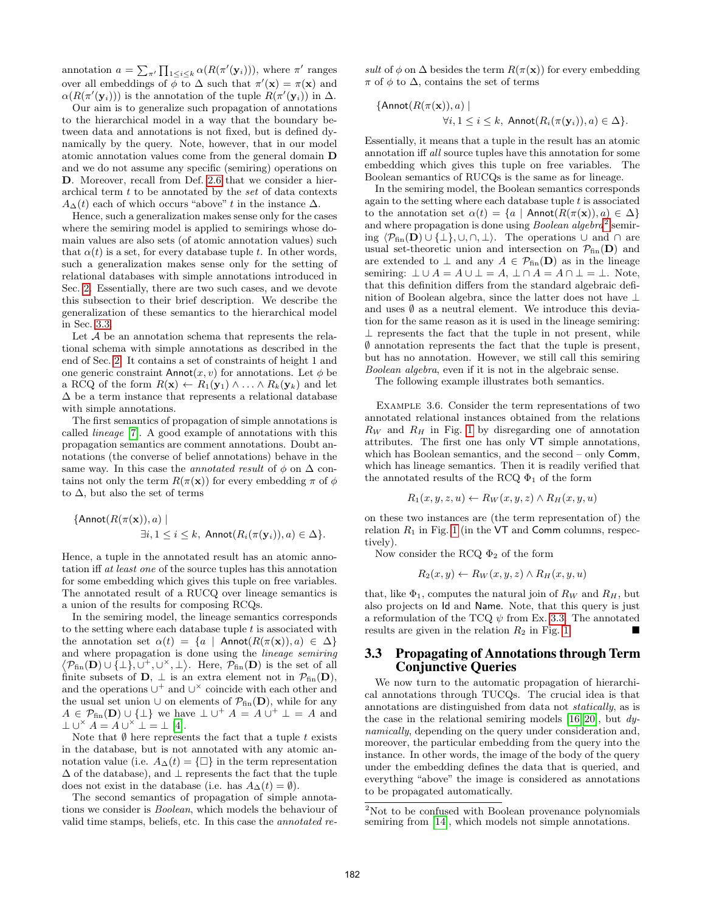annotation $a = \sum_{\pi'} \prod_{1 \le i \le k} \alpha(R(\pi'(\mathbf{y}_i)))$, where $\pi'$ ranges over all embeddings of $\phi$ to $\Delta$ such that $\pi'(\mathbf{x}) = \pi(\mathbf{x})$ and $\alpha(R(\pi'(\mathbf{y}_i)))$ is the annotation of the tuple $R(\pi'(\mathbf{y}_i))$ in $\Delta$.

Our aim is to generalize such propagation of annotations to the hierarchical model in a way that the boundary between data and annotations is not fixed, but is defined dynamically by the query. Note, however, that in our model atomic annotation values come from the general domain $\mathbf{D}$ and we do not assume any specific (semiring) operations on $\mathbf{D}$. Moreover, recall from Def. 2.6 that we consider a hierarchical term $t$ to be annotated by the *set* of data contexts $A_\Delta(t)$ each of which occurs "above" $t$ in the instance $\Delta$.

Hence, such a generalization makes sense only for the cases where the semiring model is applied to semirings whose domain values are also sets (of atomic annotation values) such that $\alpha(t)$ is a set, for every database tuple $t$. In other words, such a generalization makes sense only for the setting of relational databases with simple annotations introduced in Sec. 2. Essentially, there are two such cases, and we devote this subsection to their brief description. We describe the generalization of these semantics to the hierarchical model in Sec. 3.3.

Let $\mathcal{A}$ be an annotation schema that represents the relational schema with simple annotations as described in the end of Sec. 2. It contains a set of constraints of height 1 and one generic constraint $\mathsf{Annot}(x, v)$ for annotations. Let $\phi$ be a RCQ of the form $R(\mathbf{x}) \leftarrow R_1(\mathbf{y}_1) \wedge \ldots \wedge R_k(\mathbf{y}_k)$ and let $\Delta$ be a term instance that represents a relational database with simple annotations.

The first semantics of propagation of simple annotations is called *lineage* [7]. A good example of annotations with this propagation semantics are comment annotations. Doubt annotations (the converse of belief annotations) behave in the same way. In this case the *annotated result* of $\phi$ on $\Delta$ contains not only the term $R(\pi(\mathbf{x}))$ for every embedding $\pi$ of $\phi$ to $\Delta$, but also the set of terms

$$\{\mathsf{Annot}(R(\pi(\mathbf{x})), a) \mid \exists i, 1 \le i \le k,\ \mathsf{Annot}(R_i(\pi(\mathbf{y}_i)), a) \in \Delta\}.$$

Hence, a tuple in the annotated result has an atomic annotation iff *at least one* of the source tuples has this annotation for some embedding which gives this tuple on free variables. The annotated result of a RUCQ over lineage semantics is a union of the results for composing RCQs.

In the semiring model, the lineage semantics corresponds to the setting where each database tuple $t$ is associated with the annotation set $\alpha(t) = \{a \mid \mathsf{Annot}(R(\pi(\mathbf{x})), a) \in \Delta\}$ and where propagation is done using the *lineage semiring* $\langle \mathcal{P}_{\text{fin}}(\mathbf{D}) \cup \{\bot\}, \cup^+, \cup^\times, \bot \rangle$. Here, $\mathcal{P}_{\text{fin}}(\mathbf{D})$ is the set of all finite subsets of $\mathbf{D}$, $\bot$ is an extra element not in $\mathcal{P}_{\text{fin}}(\mathbf{D})$, and the operations $\cup^+$ and $\cup^\times$ coincide with each other and the usual set union $\cup$ on elements of $\mathcal{P}_{\text{fin}}(\mathbf{D})$, while for any $A \in \mathcal{P}_{\text{fin}}(\mathbf{D}) \cup \{\bot\}$ we have $\bot \cup^+ A = A \cup^+ \bot = A$ and $\bot \cup^\times A = A \cup^\times \bot = \bot$ [4].

Note that $\emptyset$ here represents the fact that a tuple $t$ exists in the database, but is not annotated with any atomic annotation value (i.e. $A_\Delta(t) = \{\square\}$ in the term representation $\Delta$ of the database), and $\bot$ represents the fact that the tuple does not exist in the database (i.e. has $A_\Delta(t) = \emptyset$).

The second semantics of propagation of simple annotations we consider is *Boolean*, which models the behaviour of valid time stamps, beliefs, etc. In this case the *annotated result* of $\phi$ on $\Delta$ besides the term $R(\pi(\mathbf{x}))$ for every embedding $\pi$ of $\phi$ to $\Delta$, contains the set of terms

$$\{\mathsf{Annot}(R(\pi(\mathbf{x})), a) \mid \forall i, 1 \le i \le k,\ \mathsf{Annot}(R_i(\pi(\mathbf{y}_i)), a) \in \Delta\}.$$

Essentially, it means that a tuple in the result has an atomic annotation iff *all* source tuples have this annotation for some embedding which gives this tuple on free variables. The Boolean semantics of RUCQs is the same as for lineage.

In the semiring model, the Boolean semantics corresponds again to the setting where each database tuple $t$ is associated to the annotation set $\alpha(t) = \{a \mid \mathsf{Annot}(R(\mathbf{x})), a) \in \Delta\}$ and where propagation is done using *Boolean algebra*[2] semiring $\langle \mathcal{P}_{\text{fin}}(\mathbf{D}) \cup \{\bot\}, \cup, \cap, \bot \rangle$. The operations $\cup$ and $\cap$ are usual set-theoretic union and intersection on $\mathcal{P}_{\text{fin}}(\mathbf{D})$ and are extended to $\bot$ and any $A \in \mathcal{P}_{\text{fin}}(\mathbf{D})$ as in the lineage semiring: $\bot \cup A = A \cup \bot = A$, $\bot \cap A = A \cap \bot = \bot$. Note, that this definition differs from the standard algebraic definition of Boolean algebra, since the latter does not have $\bot$ and uses $\emptyset$ as a neutral element. We introduce this deviation for the same reason as it is used in the lineage semiring: $\bot$ represents the fact that the tuple in not present, while $\emptyset$ annotation represents the fact that the tuple is present, but has no annotation. However, we still call this semiring *Boolean algebra*, even if it is not in the algebraic sense.

The following example illustrates both semantics.

Example 3.6. Consider the term representations of two annotated relational instances obtained from the relations $R_W$ and $R_H$ in Fig. 1 by disregarding one of annotation attributes. The first one has only $\mathsf{VT}$ simple annotations, which has Boolean semantics, and the second – only $\mathsf{Comm}$, which has lineage semantics. Then it is readily verified that the annotated results of the RCQ $\Phi_1$ of the form

$$R_1(x, y, z, u) \leftarrow R_W(x, y, z) \wedge R_H(x, y, u)$$

on these two instances are (the term representation of) the relation $R_1$ in Fig. 1 (in the $\mathsf{VT}$ and $\mathsf{Comm}$ columns, respectively).

Now consider the RCQ $\Phi_2$ of the form

$$R_2(x, y) \leftarrow R_W(x, y, z) \wedge R_H(x, y, u)$$

that, like $\Phi_1$, computes the natural join of $R_W$ and $R_H$, but also projects on $\mathsf{Id}$ and $\mathsf{Name}$. Note, that this query is just a reformulation of the TCQ $\psi$ from Ex. 3.3. The annotated results are given in the relation $R_2$ in Fig. 1. ■

## 3.3 Propagating of Annotations through Term Conjunctive Queries

We now turn to the automatic propagation of hierarchical annotations through TUCQs. The crucial idea is that annotations are distinguished from data not *statically*, as is the case in the relational semiring models [16, 20], but *dynamically*, depending on the query under consideration and, moreover, the particular embedding from the query into the instance. In other words, the image of the body of the query under the embedding defines the data that is queried, and everything "above" the image is considered as annotations to be propagated automatically.

[2] Not to be confused with Boolean provenance polynomials semiring from [14], which models not simple annotations.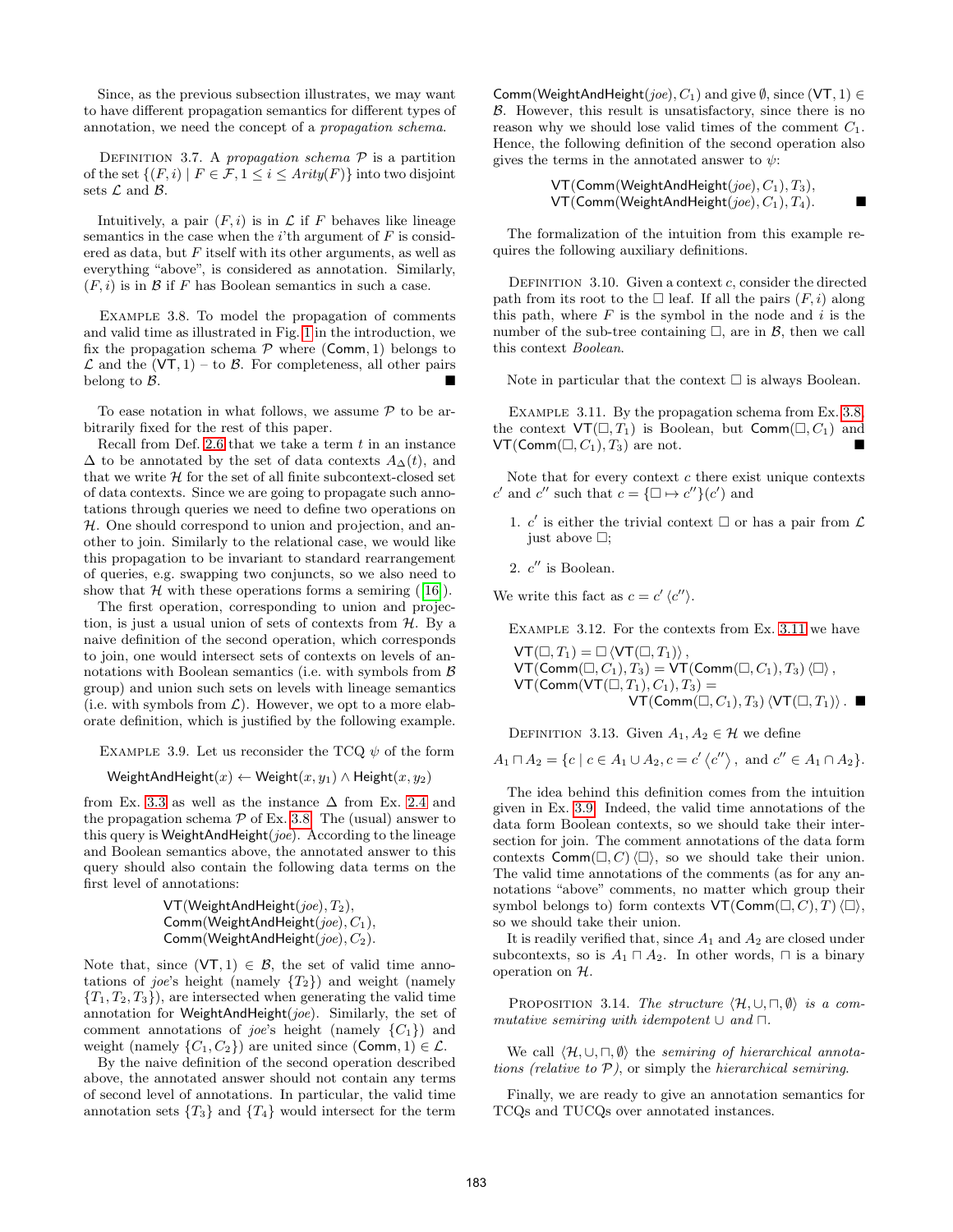Since, as the previous subsection illustrates, we may want to have different propagation semantics for different types of annotation, we need the concept of a *propagation schema*.

Definition 3.7. A *propagation schema* $\mathcal{P}$ is a partition of the set $\{(F, i) \mid F \in \mathcal{F}, 1 \leq i \leq \mathit{Arity}(F)\}$ into two disjoint sets $\mathcal{L}$ and $\mathcal{B}$.

Intuitively, a pair $(F, i)$ is in $\mathcal{L}$ if $F$ behaves like lineage semantics in the case when the $i$'th argument of $F$ is considered as data, but $F$ itself with its other arguments, as well as everything "above", is considered as annotation. Similarly, $(F, i)$ is in $\mathcal{B}$ if $F$ has Boolean semantics in such a case.

Example 3.8. To model the propagation of comments and valid time as illustrated in Fig. 1 in the introduction, we fix the propagation schema $\mathcal{P}$ where $(\mathsf{Comm}, 1)$ belongs to $\mathcal{L}$ and the $(\mathsf{VT}, 1)$ – to $\mathcal{B}$. For completeness, all other pairs belong to $\mathcal{B}$. ■

To ease notation in what follows, we assume $\mathcal{P}$ to be arbitrarily fixed for the rest of this paper.

Recall from Def. 2.6 that we take a term $t$ in an instance $\Delta$ to be annotated by the set of data contexts $A_\Delta(t)$, and that we write $\mathcal{H}$ for the set of all finite subcontext-closed set of data contexts. Since we are going to propagate such annotations through queries we need to define two operations on $\mathcal{H}$. One should correspond to union and projection, and another to join. Similarly to the relational case, we would like this propagation to be invariant to standard rearrangement of queries, e.g. swapping two conjuncts, so we also need to show that $\mathcal{H}$ with these operations forms a semiring ([16]).

The first operation, corresponding to union and projection, is just a usual union of sets of contexts from $\mathcal{H}$. By a naive definition of the second operation, which corresponds to join, one would intersect sets of contexts on levels of annotations with Boolean semantics (i.e. with symbols from $\mathcal{B}$ group) and union such sets on levels with lineage semantics (i.e. with symbols from $\mathcal{L}$). However, we opt to a more elaborate definition, which is justified by the following example.

Example 3.9. Let us reconsider the TCQ $\psi$ of the form

$$\mathsf{WeightAndHeight}(x) \leftarrow \mathsf{Weight}(x, y_1) \wedge \mathsf{Height}(x, y_2)$$

from Ex. 3.3 as well as the instance $\Delta$ from Ex. 2.4 and the propagation schema $\mathcal{P}$ of Ex. 3.8. The (usual) answer to this query is $\mathsf{WeightAndHeight}(\mathit{joe})$. According to the lineage and Boolean semantics above, the annotated answer to this query should also contain the following data terms on the first level of annotations:

$$\mathsf{VT}(\mathsf{WeightAndHeight}(\mathit{joe}), T_2),$$
$$\mathsf{Comm}(\mathsf{WeightAndHeight}(\mathit{joe}), C_1),$$
$$\mathsf{Comm}(\mathsf{WeightAndHeight}(\mathit{joe}), C_2).$$

Note that, since $(\mathsf{VT}, 1) \in \mathcal{B}$, the set of valid time annotations of *joe*'s height (namely $\{T_2\}$) and weight (namely $\{T_1, T_2, T_3\}$), are intersected when generating the valid time annotation for $\mathsf{WeightAndHeight}(\mathit{joe})$. Similarly, the set of comment annotations of *joe*'s height (namely $\{C_1\}$) and weight (namely $\{C_1, C_2\}$) are united since $(\mathsf{Comm}, 1) \in \mathcal{L}$.

By the naive definition of the second operation described above, the annotated answer should not contain any terms of second level of annotations. In particular, the valid time annotation sets $\{T_3\}$ and $\{T_4\}$ would intersect for the term $\mathsf{Comm}(\mathsf{WeightAndHeight}(\mathit{joe}), C_1)$ and give $\emptyset$, since $(\mathsf{VT}, 1) \in \mathcal{B}$. However, this result is unsatisfactory, since there is no reason why we should lose valid times of the comment $C_1$. Hence, the following definition of the second operation also gives the terms in the annotated answer to $\psi$:

$$\mathsf{VT}(\mathsf{Comm}(\mathsf{WeightAndHeight}(\mathit{joe}), C_1), T_3),$$
$$\mathsf{VT}(\mathsf{Comm}(\mathsf{WeightAndHeight}(\mathit{joe}), C_1), T_4). \quad ■$$

The formalization of the intuition from this example requires the following auxiliary definitions.

Definition 3.10. Given a context $c$, consider the directed path from its root to the $\square$ leaf. If all the pairs $(F, i)$ along this path, where $F$ is the symbol in the node and $i$ is the number of the sub-tree containing $\square$, are in $\mathcal{B}$, then we call this context *Boolean*.

Note in particular that the context $\square$ is always Boolean.

Example 3.11. By the propagation schema from Ex. 3.8, the context $\mathsf{VT}(\square, T_1)$ is Boolean, but $\mathsf{Comm}(\square, C_1)$ and $\mathsf{VT}(\mathsf{Comm}(\square, C_1), T_3)$ are not. ■

Note that for every context $c$ there exist unique contexts $c'$ and $c''$ such that $c = \{\square \mapsto c''\}(c')$ and

1. $c'$ is either the trivial context $\square$ or has a pair from $\mathcal{L}$ just above $\square$;
2. $c''$ is Boolean.

We write this fact as $c = c' \langle c'' \rangle$.

Example 3.12. For the contexts from Ex. 3.11 we have

$$\mathsf{VT}(\square, T_1) = \square \langle \mathsf{VT}(\square, T_1) \rangle,$$
$$\mathsf{VT}(\mathsf{Comm}(\square, C_1), T_3) = \mathsf{VT}(\mathsf{Comm}(\square, C_1), T_3) \langle \square \rangle,$$
$$\mathsf{VT}(\mathsf{Comm}(\mathsf{VT}(\square, T_1), C_1), T_3) = \mathsf{VT}(\mathsf{Comm}(\square, C_1), T_3) \langle \mathsf{VT}(\square, T_1) \rangle. \quad ■$$

Definition 3.13. Given $A_1, A_2 \in \mathcal{H}$ we define

$$A_1 \sqcap A_2 = \{c \mid c \in A_1 \cup A_2, c = c' \langle c'' \rangle, \text{ and } c'' \in A_1 \cap A_2\}.$$

The idea behind this definition comes from the intuition given in Ex. 3.9. Indeed, the valid time annotations of the data form Boolean contexts, so we should take their intersection for join. The comment annotations of the data form contexts $\mathsf{Comm}(\square, C) \langle \square \rangle$, so we should take their union. The valid time annotations of the comments (as for any annotations "above" comments, no matter which group their symbol belongs to) form contexts $\mathsf{VT}(\mathsf{Comm}(\square, C), T) \langle \square \rangle$, so we should take their union.

It is readily verified that, since $A_1$ and $A_2$ are closed under subcontexts, so is $A_1 \sqcap A_2$. In other words, $\sqcap$ is a binary operation on $\mathcal{H}$.

Proposition 3.14. *The structure $\langle \mathcal{H}, \cup, \sqcap, \emptyset \rangle$ is a commutative semiring with idempotent $\cup$ and $\sqcap$.*

We call $\langle \mathcal{H}, \cup, \sqcap, \emptyset \rangle$ the *semiring of hierarchical annotations (relative to $\mathcal{P}$)*, or simply the *hierarchical semiring*.

Finally, we are ready to give an annotation semantics for TCQs and TUCQs over annotated instances.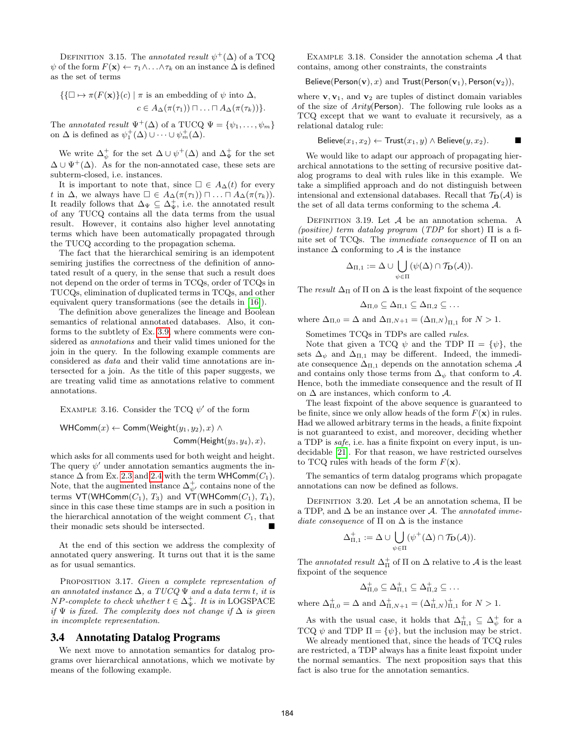DEFINITION 3.15. The *annotated result* $\psi^+(\Delta)$ of a TCQ $\psi$ of the form $F(\mathbf{x}) \leftarrow \tau_1 \wedge \ldots \wedge \tau_k$ on an instance $\Delta$ is defined as the set of terms

$$\{\{\Box \mapsto \pi(F(\mathbf{x}))\}(c) \mid \pi \text{ is an embedding of } \psi \text{ into } \Delta, \\ c \in A_\Delta(\pi(\tau_1)) \sqcap \ldots \sqcap A_\Delta(\pi(\tau_k))\}.$$

The *annotated result* $\Psi^+(\Delta)$ of a TUCQ $\Psi = \{\psi_1, \ldots, \psi_m\}$ on $\Delta$ is defined as $\psi_1^+(\Delta) \cup \cdots \cup \psi_m^+(\Delta)$.

We write $\Delta^+_\psi$ for the set $\Delta \cup \psi^+(\Delta)$ and $\Delta^+_\Psi$ for the set $\Delta \cup \Psi^+(\Delta)$. As for the non-annotated case, these sets are subterm-closed, i.e. instances.

It is important to note that, since $\Box \in A_\Delta(t)$ for every $t$ in $\Delta$, we always have $\Box \in A_\Delta(\pi(\tau_1)) \sqcap \ldots \sqcap A_\Delta(\pi(\tau_k))$. It readily follows that $\Delta_\Psi \subseteq \Delta^+_\Psi$, i.e. the annotated result of any TUCQ contains all the data terms from the usual result. However, it contains also higher level annotating terms which have been automatically propagated through the TUCQ according to the propagation schema.

The fact that the hierarchical semiring is an idempotent semiring justifies the correctness of the definition of annotated result of a query, in the sense that such a result does not depend on the order of terms in TCQs, order of TCQs in TUCQs, elimination of duplicated terms in TCQs, and other equivalent query transformations (see the details in [16]).

The definition above generalizes the lineage and Boolean semantics of relational annotated databases. Also, it conforms to the subtlety of Ex. 3.9, where comments were considered as *annotations* and their valid times unioned for the join in the query. In the following example comments are considered as *data* and their valid time annotations are intersected for a join. As the title of this paper suggests, we are treating valid time as annotations relative to comment annotations.

EXAMPLE 3.16. Consider the TCQ $\psi'$ of the form

$$\mathsf{WHComm}(x) \leftarrow \mathsf{Comm}(\mathsf{Weight}(y_1, y_2), x) \wedge \\ \mathsf{Comm}(\mathsf{Height}(y_3, y_4), x),$$

which asks for all comments used for both weight and height. The query $\psi'$ under annotation semantics augments the instance $\Delta$ from Ex. 2.3 and 2.4 with the term $\mathsf{WHComm}(C_1)$. Note, that the augmented instance $\Delta^+_{\psi'}$ contains none of the terms $\mathsf{VT}(\mathsf{WHComm}(C_1), T_3)$ and $\mathsf{VT}(\mathsf{WHComm}(C_1), T_4)$, since in this case these time stamps are in such a position in the hierarchical annotation of the weight comment $C_1$, that their monadic sets should be intersected. ■

At the end of this section we address the complexity of annotated query answering. It turns out that it is the same as for usual semantics.

PROPOSITION 3.17. *Given a complete representation of an annotated instance $\Delta$, a TUCQ $\Psi$ and a data term $t$, it is NP-complete to check whether $t \in \Delta^+_\Psi$. It is in* LOGSPACE *if $\Psi$ is fixed. The complexity does not change if $\Delta$ is given in incomplete representation.*

## 3.4 Annotating Datalog Programs

We next move to annotation semantics for datalog programs over hierarchical annotations, which we motivate by means of the following example.

EXAMPLE 3.18. Consider the annotation schema $\mathcal{A}$ that contains, among other constraints, the constraints

$\mathsf{Believe}(\mathsf{Person}(\mathbf{v}), x)$ and $\mathsf{Trust}(\mathsf{Person}(\mathbf{v}_1), \mathsf{Person}(\mathbf{v}_2))$,

where $\mathbf{v}, \mathbf{v}_1$, and $\mathbf{v}_2$ are tuples of distinct domain variables of the size of $Arity(\mathsf{Person})$. The following rule looks as a TCQ except that we want to evaluate it recursively, as a relational datalog rule:

$$\mathsf{Believe}(x_1, x_2) \leftarrow \mathsf{Trust}(x_1, y) \wedge \mathsf{Believe}(y, x_2). \quad ■$$

We would like to adapt our approach of propagating hierarchical annotations to the setting of recursive positive datalog programs to deal with rules like in this example. We take a simplified approach and do not distinguish between intensional and extensional databases. Recall that $\mathcal{T}_\mathbf{D}(\mathcal{A})$ is the set of all data terms conforming to the schema $\mathcal{A}$.

DEFINITION 3.19. Let $\mathcal{A}$ be an annotation schema. A *(positive) term datalog program* (*TDP* for short) $\Pi$ is a finite set of TCQs. The *immediate consequence* of $\Pi$ on an instance $\Delta$ conforming to $\mathcal{A}$ is the instance

$$\Delta_{\Pi,1} := \Delta \cup \bigcup_{\psi \in \Pi} (\psi(\Delta) \cap \mathcal{T}_\mathbf{D}(\mathcal{A})).$$

The *result* $\Delta_\Pi$ of $\Pi$ on $\Delta$ is the least fixpoint of the sequence

$$\Delta_{\Pi,0} \subseteq \Delta_{\Pi,1} \subseteq \Delta_{\Pi,2} \subseteq \ldots$$

where $\Delta_{\Pi,0} = \Delta$ and $\Delta_{\Pi,N+1} = (\Delta_{\Pi,N})_{\Pi,1}$ for $N > 1$.

Sometimes TCQs in TDPs are called *rules*.

Note that given a TCQ $\psi$ and the TDP $\Pi = \{\psi\}$, the sets $\Delta_\psi$ and $\Delta_{\Pi,1}$ may be different. Indeed, the immediate consequence $\Delta_{\Pi,1}$ depends on the annotation schema $\mathcal{A}$ and contains only those terms from $\Delta_\psi$ that conform to $\mathcal{A}$. Hence, both the immediate consequence and the result of $\Pi$ on $\Delta$ are instances, which conform to $\mathcal{A}$.

The least fixpoint of the above sequence is guaranteed to be finite, since we only allow heads of the form $F(\mathbf{x})$ in rules. Had we allowed arbitrary terms in the heads, a finite fixpoint is not guaranteed to exist, and moreover, deciding whether a TDP is *safe*, i.e. has a finite fixpoint on every input, is undecidable [21]. For that reason, we have restricted ourselves to TCQ rules with heads of the form $F(\mathbf{x})$.

The semantics of term datalog programs which propagate annotations can now be defined as follows.

DEFINITION 3.20. Let $\mathcal{A}$ be an annotation schema, $\Pi$ be a TDP, and $\Delta$ be an instance over $\mathcal{A}$. The *annotated immediate consequence* of $\Pi$ on $\Delta$ is the instance

$$\Delta^+_{\Pi,1} := \Delta \cup \bigcup_{\psi \in \Pi} (\psi^+(\Delta) \cap \mathcal{T}_\mathbf{D}(\mathcal{A})).$$

The *annotated result* $\Delta^+_\Pi$ of $\Pi$ on $\Delta$ relative to $\mathcal{A}$ is the least fixpoint of the sequence

$$\Delta^+_{\Pi,0} \subseteq \Delta^+_{\Pi,1} \subseteq \Delta^+_{\Pi,2} \subseteq \ldots$$

where $\Delta^+_{\Pi,0} = \Delta$ and $\Delta^+_{\Pi,N+1} = (\Delta^+_{\Pi,N})^+_{\Pi,1}$ for $N > 1$.

As with the usual case, it holds that $\Delta^+_{\Pi,1} \subseteq \Delta^+_\psi$ for a TCQ $\psi$ and TDP $\Pi = \{\psi\}$, but the inclusion may be strict.

We already mentioned that, since the heads of TCQ rules are restricted, a TDP always has a finite least fixpoint under the normal semantics. The next proposition says that this fact is also true for the annotation semantics.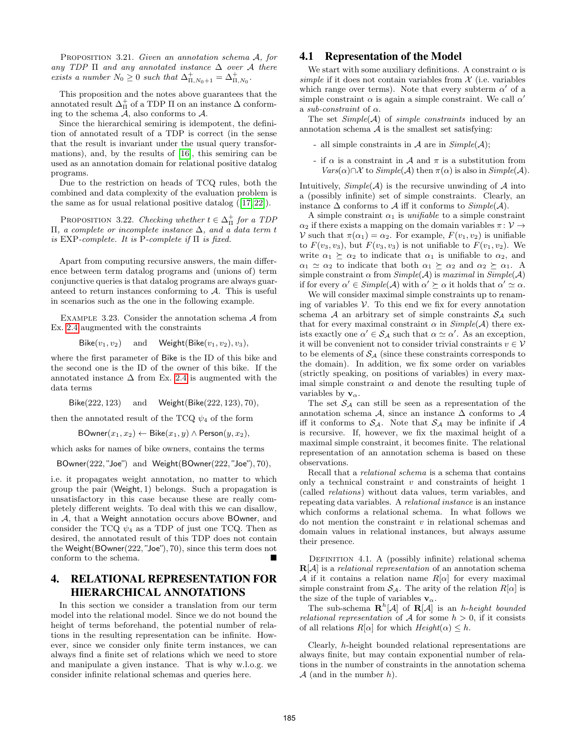Proposition 3.21. *Given an annotation schema $\mathcal{A}$, for any TDP $\Pi$ and any annotated instance $\Delta$ over $\mathcal{A}$ there exists a number $N_0 \geq 0$ such that $\Delta^+_{\Pi,N_0+1} = \Delta^+_{\Pi,N_0}$.*

This proposition and the notes above guarantees that the annotated result $\Delta^+_\Pi$ of a TDP $\Pi$ on an instance $\Delta$ conforming to the schema $\mathcal{A}$, also conforms to $\mathcal{A}$.

Since the hierarchical semiring is idempotent, the definition of annotated result of a TDP is correct (in the sense that the result is invariant under the usual query transformations), and, by the results of [16], this semiring can be used as an annotation domain for relational positive datalog programs.

Due to the restriction on heads of TCQ rules, both the combined and data complexity of the evaluation problem is the same as for usual relational positive datalog ([17, 22]).

Proposition 3.22. *Checking whether $t \in \Delta^+_\Pi$ for a TDP $\Pi$, a complete or incomplete instance $\Delta$, and a data term $t$ is* EXP*-complete. It is* P*-complete if $\Pi$ is fixed.*

Apart from computing recursive answers, the main difference between term datalog programs and (unions of) term conjunctive queries is that datalog programs are always guaranteed to return instances conforming to $\mathcal{A}$. This is useful in scenarios such as the one in the following example.

Example 3.23. Consider the annotation schema $\mathcal{A}$ from Ex. 2.4 augmented with the constraints

$$\mathsf{Bike}(v_1, v_2) \quad \text{and} \quad \mathsf{Weight}(\mathsf{Bike}(v_1, v_2), v_3),$$

where the first parameter of Bike is the ID of this bike and the second one is the ID of the owner of this bike. If the annotated instance $\Delta$ from Ex. 2.4 is augmented with the data terms

$$\mathsf{Bike}(222, 123) \quad \text{and} \quad \mathsf{Weight}(\mathsf{Bike}(222, 123), 70),$$

then the annotated result of the TCQ $\psi_4$ of the form

$$\mathsf{BOwner}(x_1, x_2) \leftarrow \mathsf{Bike}(x_1, y) \wedge \mathsf{Person}(y, x_2),$$

which asks for names of bike owners, contains the terms

$$\mathsf{BOwner}(222, \text{"Joe"}) \text{ and } \mathsf{Weight}(\mathsf{BOwner}(222, \text{"Joe"}), 70),$$

i.e. it propagates weight annotation, no matter to which group the pair (Weight, 1) belongs. Such a propagation is unsatisfactory in this case because these are really completely different weights. To deal with this we can disallow, in $\mathcal{A}$, that a Weight annotation occurs above BOwner, and consider the TCQ $\psi_4$ as a TDP of just one TCQ. Then as desired, the annotated result of this TDP does not contain the $\mathsf{Weight}(\mathsf{BOwner}(222, \text{"Joe"}), 70)$, since this term does not conform to the schema. ■

# 4. RELATIONAL REPRESENTATION FOR HIERARCHICAL ANNOTATIONS

In this section we consider a translation from our term model into the relational model. Since we do not bound the height of terms beforehand, the potential number of relations in the resulting representation can be infinite. However, since we consider only finite term instances, we can always find a finite set of relations which we need to store and manipulate a given instance. That is why w.l.o.g. we consider infinite relational schemas and queries here.

## 4.1 Representation of the Model

We start with some auxiliary definitions. A constraint $\alpha$ is *simple* if it does not contain variables from $\mathcal{X}$ (i.e. variables which range over terms). Note that every subterm $\alpha'$ of a simple constraint $\alpha$ is again a simple constraint. We call $\alpha'$ a *sub-constraint* of $\alpha$.

The set *Simple*($\mathcal{A}$) of *simple constraints* induced by an annotation schema $\mathcal{A}$ is the smallest set satisfying:

- all simple constraints in $\mathcal{A}$ are in *Simple*($\mathcal{A}$);
- if $\alpha$ is a constraint in $\mathcal{A}$ and $\pi$ is a substitution from $\mathit{Vars}(\alpha) \cap \mathcal{X}$ to *Simple*($\mathcal{A}$) then $\pi(\alpha)$ is also in *Simple*($\mathcal{A}$).

Intuitively, *Simple*($\mathcal{A}$) is the recursive unwinding of $\mathcal{A}$ into a (possibly infinite) set of simple constraints. Clearly, an instance $\Delta$ conforms to $\mathcal{A}$ iff it conforms to *Simple*($\mathcal{A}$).

A simple constraint $\alpha_1$ is *unifiable* to a simple constraint $\alpha_2$ if there exists a mapping on the domain variables $\pi \colon \mathcal{V} \to \mathcal{V}$ such that $\pi(\alpha_1) = \alpha_2$. For example, $F(v_1, v_2)$ is unifiable to $F(v_3, v_3)$, but $F(v_3, v_3)$ is not unifiable to $F(v_1, v_2)$. We write $\alpha_1 \succeq \alpha_2$ to indicate that $\alpha_1$ is unifiable to $\alpha_2$, and $\alpha_1 \simeq \alpha_2$ to indicate that both $\alpha_1 \succeq \alpha_2$ and $\alpha_2 \succeq \alpha_1$. A simple constraint $\alpha$ from *Simple*($\mathcal{A}$) is *maximal* in *Simple*($\mathcal{A}$) if for every $\alpha' \in$ *Simple*($\mathcal{A}$) with $\alpha' \succeq \alpha$ it holds that $\alpha' \simeq \alpha$.

We will consider maximal simple constraints up to renaming of variables $\mathcal{V}$. To this end we fix for every annotation schema $\mathcal{A}$ an arbitrary set of simple constraints $\mathcal{S}_\mathcal{A}$ such that for every maximal constraint $\alpha$ in *Simple*($\mathcal{A}$) there exists exactly one $\alpha' \in \mathcal{S}_\mathcal{A}$ such that $\alpha \simeq \alpha'$. As an exception, it will be convenient not to consider trivial constraints $v \in \mathcal{V}$ to be elements of $\mathcal{S}_\mathcal{A}$ (since these constraints corresponds to the domain). In addition, we fix some order on variables (strictly speaking, on positions of variables) in every maximal simple constraint $\alpha$ and denote the resulting tuple of variables by $\mathbf{v}_\alpha$.

The set $\mathcal{S}_\mathcal{A}$ can still be seen as a representation of the annotation schema $\mathcal{A}$, since an instance $\Delta$ conforms to $\mathcal{A}$ iff it conforms to $\mathcal{S}_\mathcal{A}$. Note that $\mathcal{S}_\mathcal{A}$ may be infinite if $\mathcal{A}$ is recursive. If, however, we fix the maximal height of a maximal simple constraint, it becomes finite. The relational representation of an annotation schema is based on these observations.

Recall that a *relational schema* is a schema that contains only a technical constraint $v$ and constraints of height 1 (called *relations*) without data values, term variables, and repeating data variables. A *relational instance* is an instance which conforms a relational schema. In what follows we do not mention the constraint $v$ in relational schemas and domain values in relational instances, but always assume their presence.

Definition 4.1. A (possibly infinite) relational schema $\mathbf{R}[\mathcal{A}]$ is a *relational representation* of an annotation schema $\mathcal{A}$ if it contains a relation name $R[\alpha]$ for every maximal simple constraint from $\mathcal{S}_\mathcal{A}$. The arity of the relation $R[\alpha]$ is the size of the tuple of variables $\mathbf{v}_\alpha$.

The sub-schema $\mathbf{R}^h[\mathcal{A}]$ of $\mathbf{R}[\mathcal{A}]$ is an *h-height bounded relational representation* of $\mathcal{A}$ for some $h > 0$, if it consists of all relations $R[\alpha]$ for which $\mathit{Height}(\alpha) \leq h$.

Clearly, $h$-height bounded relational representations are always finite, but may contain exponential number of relations in the number of constraints in the annotation schema $\mathcal{A}$ (and in the number $h$).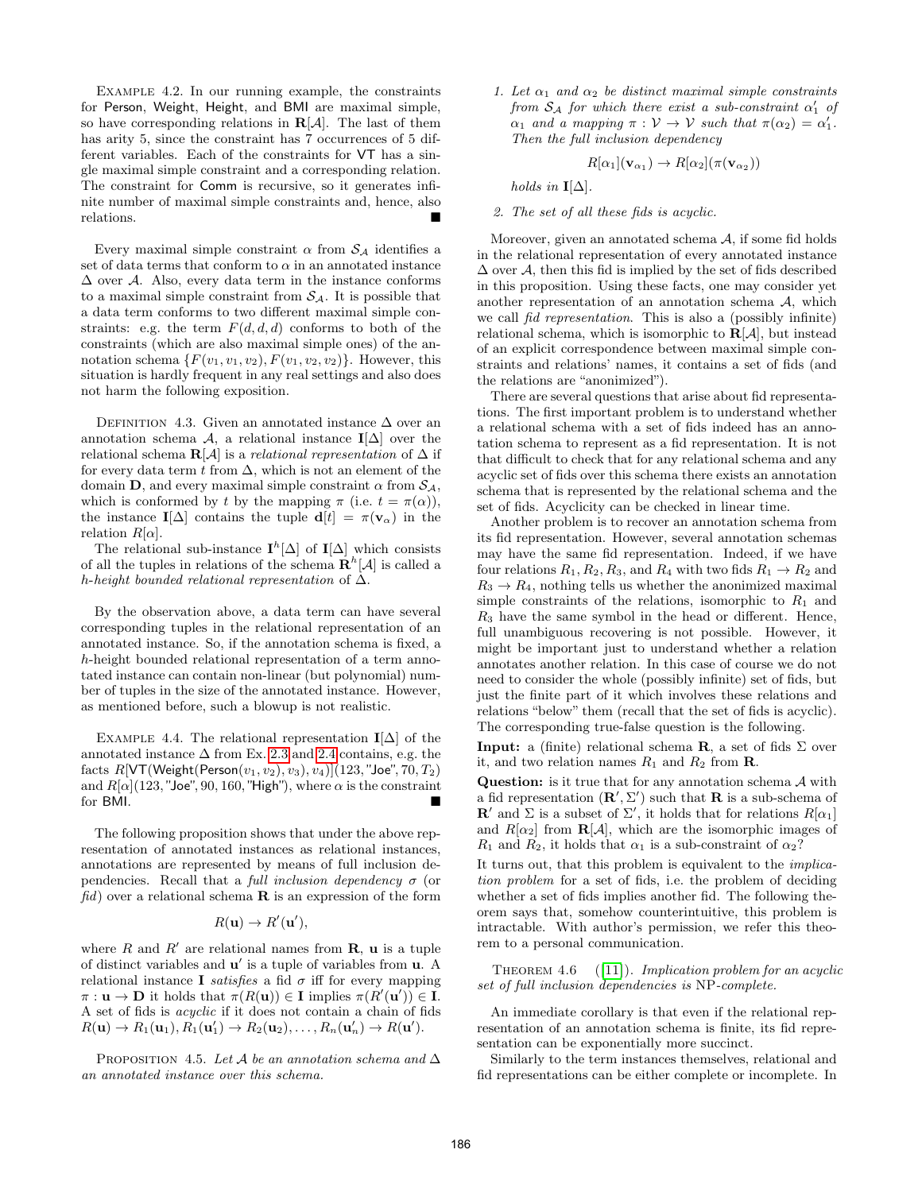Example 4.2. In our running example, the constraints for Person, Weight, Height, and BMI are maximal simple, so have corresponding relations in $\mathbf{R}[\mathcal{A}]$. The last of them has arity 5, since the constraint has 7 occurrences of 5 different variables. Each of the constraints for VT has a single maximal simple constraint and a corresponding relation. The constraint for Comm is recursive, so it generates infinite number of maximal simple constraints and, hence, also relations. ∎

Every maximal simple constraint $\alpha$ from $\mathcal{S}_\mathcal{A}$ identifies a set of data terms that conform to $\alpha$ in an annotated instance $\Delta$ over $\mathcal{A}$. Also, every data term in the instance conforms to a maximal simple constraint from $\mathcal{S}_\mathcal{A}$. It is possible that a data term conforms to two different maximal simple constraints: e.g. the term $F(d,d,d)$ conforms to both of the constraints (which are also maximal simple ones) of the annotation schema $\{F(v_1,v_1,v_2), F(v_1,v_2,v_2)\}$. However, this situation is hardly frequent in any real settings and also does not harm the following exposition.

Definition 4.3. Given an annotated instance $\Delta$ over an annotation schema $\mathcal{A}$, a relational instance $\mathbf{I}[\Delta]$ over the relational schema $\mathbf{R}[\mathcal{A}]$ is a *relational representation* of $\Delta$ if for every data term $t$ from $\Delta$, which is not an element of the domain $\mathbf{D}$, and every maximal simple constraint $\alpha$ from $\mathcal{S}_\mathcal{A}$, which is conformed by $t$ by the mapping $\pi$ (i.e. $t = \pi(\alpha)$), the instance $\mathbf{I}[\Delta]$ contains the tuple $\mathbf{d}[t] = \pi(\mathbf{v}_\alpha)$ in the relation $R[\alpha]$.

The relational sub-instance $\mathbf{I}^h[\Delta]$ of $\mathbf{I}[\Delta]$ which consists of all the tuples in relations of the schema $\mathbf{R}^h[\mathcal{A}]$ is called a *h-height bounded relational representation* of $\Delta$.

By the observation above, a data term can have several corresponding tuples in the relational representation of an annotated instance. So, if the annotation schema is fixed, a $h$-height bounded relational representation of a term annotated instance can contain non-linear (but polynomial) number of tuples in the size of the annotated instance. However, as mentioned before, such a blowup is not realistic.

Example 4.4. The relational representation $\mathbf{I}[\Delta]$ of the annotated instance $\Delta$ from Ex. 2.3 and 2.4 contains, e.g. the facts $R[\mathsf{VT}(\mathsf{Weight}(\mathsf{Person}(v_1,v_2),v_3),v_4)](123,\text{"Joe"},70,T_2)$ and $R[\alpha](123,\text{"Joe"},90,160,\text{"High"})$, where $\alpha$ is the constraint for BMI. ∎

The following proposition shows that under the above representation of annotated instances as relational instances, annotations are represented by means of full inclusion dependencies. Recall that a *full inclusion dependency* $\sigma$ (or *fid*) over a relational schema $\mathbf{R}$ is an expression of the form

$$R(\mathbf{u}) \to R'(\mathbf{u}'),$$

where $R$ and $R'$ are relational names from $\mathbf{R}$, $\mathbf{u}$ is a tuple of distinct variables and $\mathbf{u}'$ is a tuple of variables from $\mathbf{u}$. A relational instance $\mathbf{I}$ *satisfies* a fid $\sigma$ iff for every mapping $\pi : \mathbf{u} \to \mathbf{D}$ it holds that $\pi(R(\mathbf{u})) \in \mathbf{I}$ implies $\pi(R'(\mathbf{u}')) \in \mathbf{I}$. A set of fids is *acyclic* if it does not contain a chain of fids $R(\mathbf{u}) \to R_1(\mathbf{u}_1), R_1(\mathbf{u}_1') \to R_2(\mathbf{u}_2), \ldots, R_n(\mathbf{u}_n') \to R(\mathbf{u}')$.

Proposition 4.5. *Let $\mathcal{A}$ be an annotation schema and $\Delta$ an annotated instance over this schema.*

1. *Let $\alpha_1$ and $\alpha_2$ be distinct maximal simple constraints from $\mathcal{S}_\mathcal{A}$ for which there exist a sub-constraint $\alpha_1'$ of $\alpha_1$ and a mapping $\pi : \mathcal{V} \to \mathcal{V}$ such that $\pi(\alpha_2) = \alpha_1'$. Then the full inclusion dependency*

$$R[\alpha_1](\mathbf{v}_{\alpha_1}) \to R[\alpha_2](\pi(\mathbf{v}_{\alpha_2}))$$

*holds in $\mathbf{I}[\Delta]$.*

2. *The set of all these fids is acyclic.*

Moreover, given an annotated schema $\mathcal{A}$, if some fid holds in the relational representation of every annotated instance $\Delta$ over $\mathcal{A}$, then this fid is implied by the set of fids described in this proposition. Using these facts, one may consider yet another representation of an annotation schema $\mathcal{A}$, which we call *fid representation*. This is also a (possibly infinite) relational schema, which is isomorphic to $\mathbf{R}[\mathcal{A}]$, but instead of an explicit correspondence between maximal simple constraints and relations' names, it contains a set of fids (and the relations are "anonimized").

There are several questions that arise about fid representations. The first important problem is to understand whether a relational schema with a set of fids indeed has an annotation schema to represent as a fid representation. It is not that difficult to check that for any relational schema and any acyclic set of fids over this schema there exists an annotation schema that is represented by the relational schema and the set of fids. Acyclicity can be checked in linear time.

Another problem is to recover an annotation schema from its fid representation. However, several annotation schemas may have the same fid representation. Indeed, if we have four relations $R_1, R_2, R_3$, and $R_4$ with two fids $R_1 \to R_2$ and $R_3 \to R_4$, nothing tells us whether the anonimized maximal simple constraints of the relations, isomorphic to $R_1$ and $R_3$ have the same symbol in the head or different. Hence, full unambiguous recovering is not possible. However, it might be important just to understand whether a relation annotates another relation. In this case of course we do not need to consider the whole (possibly infinite) set of fids, but just the finite part of it which involves these relations and relations "below" them (recall that the set of fids is acyclic). The corresponding true-false question is the following.

**Input:** a (finite) relational schema $\mathbf{R}$, a set of fids $\Sigma$ over it, and two relation names $R_1$ and $R_2$ from $\mathbf{R}$.

**Question:** is it true that for any annotation schema $\mathcal{A}$ with a fid representation $(\mathbf{R}', \Sigma')$ such that $\mathbf{R}$ is a sub-schema of $\mathbf{R}'$ and $\Sigma$ is a subset of $\Sigma'$, it holds that for relations $R[\alpha_1]$ and $R[\alpha_2]$ from $\mathbf{R}[\mathcal{A}]$, which are the isomorphic images of $R_1$ and $R_2$, it holds that $\alpha_1$ is a sub-constraint of $\alpha_2$?

It turns out, that this problem is equivalent to the *implication problem* for a set of fids, i.e. the problem of deciding whether a set of fids implies another fid. The following theorem says that, somehow counterintuitive, this problem is intractable. With author's permission, we refer this theorem to a personal communication.

Theorem 4.6 ([11]). *Implication problem for an acyclic set of full inclusion dependencies is* NP*-complete.*

An immediate corollary is that even if the relational representation of an annotation schema is finite, its fid representation can be exponentially more succinct.

Similarly to the term instances themselves, relational and fid representations can be either complete or incomplete. In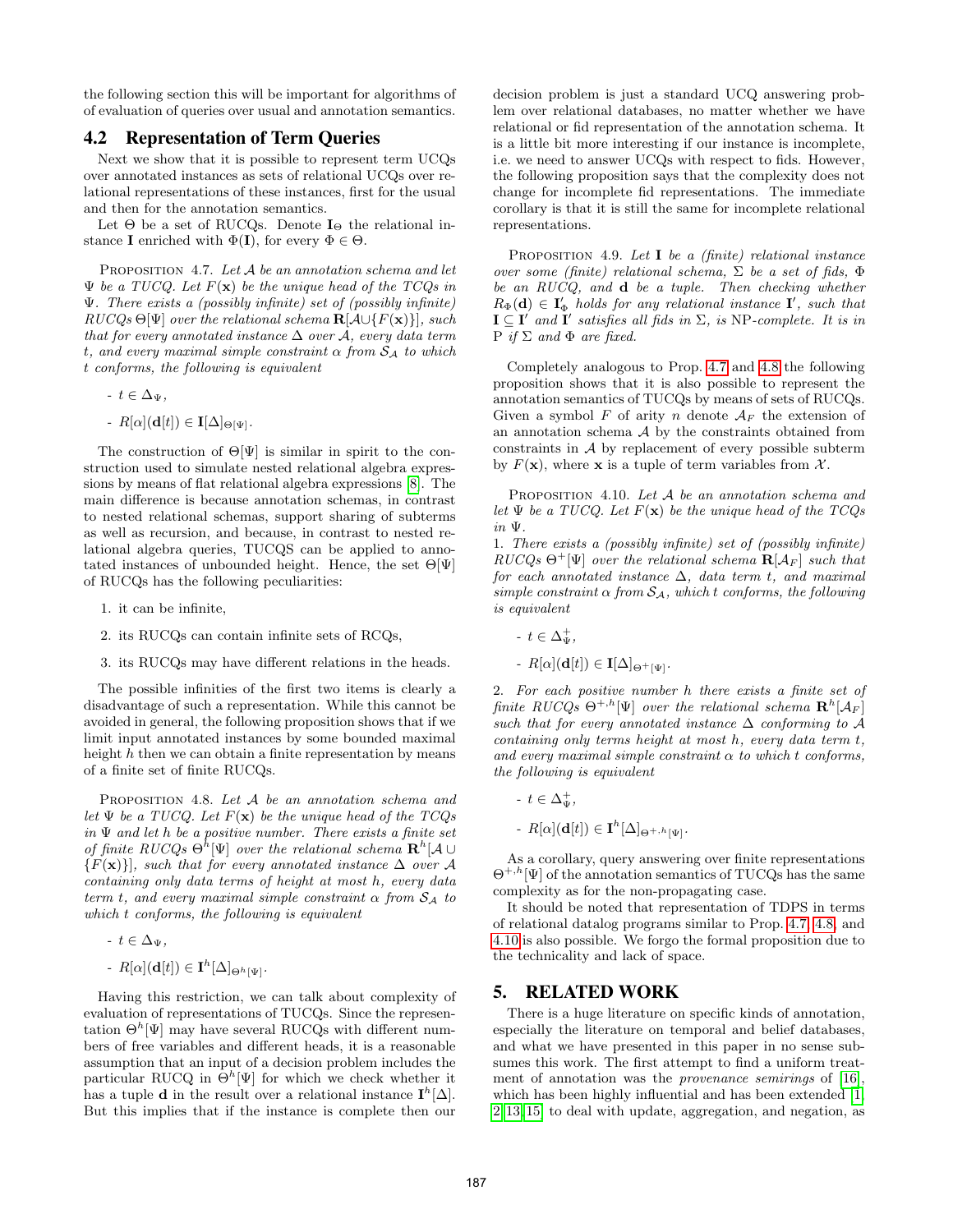the following section this will be important for algorithms of of evaluation of queries over usual and annotation semantics.

## 4.2 Representation of Term Queries

Next we show that it is possible to represent term UCQs over annotated instances as sets of relational UCQs over relational representations of these instances, first for the usual and then for the annotation semantics.

Let $\Theta$ be a set of RUCQs. Denote $\mathbf{I}_\Theta$ the relational instance $\mathbf{I}$ enriched with $\Phi(\mathbf{I})$, for every $\Phi \in \Theta$.

PROPOSITION 4.7. *Let $\mathcal{A}$ be an annotation schema and let $\Psi$ be a TUCQ. Let $F(\mathbf{x})$ be the unique head of the TCQs in $\Psi$. There exists a (possibly infinite) set of (possibly infinite) RUCQs $\Theta[\Psi]$ over the relational schema $\mathbf{R}[\mathcal{A} \cup \{F(\mathbf{x})\}]$, such that for every annotated instance $\Delta$ over $\mathcal{A}$, every data term $t$, and every maximal simple constraint $\alpha$ from $\mathcal{S}_\mathcal{A}$ to which $t$ conforms, the following is equivalent*

- $t \in \Delta_\Psi$,
- $R[\alpha](\mathbf{d}[t]) \in \mathbf{I}[\Delta]_{\Theta[\Psi]}$.

The construction of $\Theta[\Psi]$ is similar in spirit to the construction used to simulate nested relational algebra expressions by means of flat relational algebra expressions [8]. The main difference is because annotation schemas, in contrast to nested relational schemas, support sharing of subterms as well as recursion, and because, in contrast to nested relational algebra queries, TUCQS can be applied to annotated instances of unbounded height. Hence, the set $\Theta[\Psi]$ of RUCQs has the following peculiarities:

1. it can be infinite,
2. its RUCQs can contain infinite sets of RCQs,
3. its RUCQs may have different relations in the heads.

The possible infinities of the first two items is clearly a disadvantage of such a representation. While this cannot be avoided in general, the following proposition shows that if we limit input annotated instances by some bounded maximal height $h$ then we can obtain a finite representation by means of a finite set of finite RUCQs.

PROPOSITION 4.8. *Let $\mathcal{A}$ be an annotation schema and let $\Psi$ be a TUCQ. Let $F(\mathbf{x})$ be the unique head of the TCQs in $\Psi$ and let $h$ be a positive number. There exists a finite set of finite RUCQs $\Theta^h[\Psi]$ over the relational schema $\mathbf{R}^h[\mathcal{A} \cup \{F(\mathbf{x})\}]$, such that for every annotated instance $\Delta$ over $\mathcal{A}$ containing only data terms of height at most $h$, every data term $t$, and every maximal simple constraint $\alpha$ from $\mathcal{S}_\mathcal{A}$ to which $t$ conforms, the following is equivalent*

- $t \in \Delta_\Psi$,
- $R[\alpha](\mathbf{d}[t]) \in \mathbf{I}^h[\Delta]_{\Theta^h[\Psi]}$.

Having this restriction, we can talk about complexity of evaluation of representations of TUCQs. Since the representation $\Theta^h[\Psi]$ may have several RUCQs with different numbers of free variables and different heads, it is a reasonable assumption that an input of a decision problem includes the particular RUCQ in $\Theta^h[\Psi]$ for which we check whether it has a tuple $\mathbf{d}$ in the result over a relational instance $\mathbf{I}^h[\Delta]$. But this implies that if the instance is complete then our decision problem is just a standard UCQ answering problem over relational databases, no matter whether we have relational or fid representation of the annotation schema. It is a little bit more interesting if our instance is incomplete, i.e. we need to answer UCQs with respect to fids. However, the following proposition says that the complexity does not change for incomplete fid representations. The immediate corollary is that it is still the same for incomplete relational representations.

PROPOSITION 4.9. *Let $\mathbf{I}$ be a (finite) relational instance over some (finite) relational schema, $\Sigma$ be a set of fids, $\Phi$ be an RUCQ, and $\mathbf{d}$ be a tuple. Then checking whether $R_\Phi(\mathbf{d}) \in \mathbf{I}'_\Phi$ holds for any relational instance $\mathbf{I}'$, such that $\mathbf{I} \subseteq \mathbf{I}'$ and $\mathbf{I}'$ satisfies all fids in $\Sigma$, is* NP*-complete. It is in* P *if $\Sigma$ and $\Phi$ are fixed.*

Completely analogous to Prop. 4.7 and 4.8 the following proposition shows that it is also possible to represent the annotation semantics of TUCQs by means of sets of RUCQs. Given a symbol $F$ of arity $n$ denote $\mathcal{A}_F$ the extension of an annotation schema $\mathcal{A}$ by the constraints obtained from constraints in $\mathcal{A}$ by replacement of every possible subterm by $F(\mathbf{x})$, where $\mathbf{x}$ is a tuple of term variables from $\mathcal{X}$.

PROPOSITION 4.10. *Let $\mathcal{A}$ be an annotation schema and let $\Psi$ be a TUCQ. Let $F(\mathbf{x})$ be the unique head of the TCQs in $\Psi$.*

1. *There exists a (possibly infinite) set of (possibly infinite) RUCQs $\Theta^+[\Psi]$ over the relational schema $\mathbf{R}[\mathcal{A}_F]$ such that for each annotated instance $\Delta$, data term $t$, and maximal simple constraint $\alpha$ from $\mathcal{S}_\mathcal{A}$, which $t$ conforms, the following is equivalent*
   - $t \in \Delta^+_\Psi$,
   - $R[\alpha](\mathbf{d}[t]) \in \mathbf{I}[\Delta]_{\Theta^+[\Psi]}$.
2. *For each positive number $h$ there exists a finite set of finite RUCQs $\Theta^{+,h}[\Psi]$ over the relational schema $\mathbf{R}^h[\mathcal{A}_F]$ such that for every annotated instance $\Delta$ conforming to $\mathcal{A}$ containing only terms height at most $h$, every data term $t$, and every maximal simple constraint $\alpha$ to which $t$ conforms, the following is equivalent*
   - $t \in \Delta^+_\Psi$,
   - $R[\alpha](\mathbf{d}[t]) \in \mathbf{I}^h[\Delta]_{\Theta^{+,h}[\Psi]}$.

As a corollary, query answering over finite representations $\Theta^{+,h}[\Psi]$ of the annotation semantics of TUCQs has the same complexity as for the non-propagating case.

It should be noted that representation of TDPS in terms of relational datalog programs similar to Prop. 4.7, 4.8, and 4.10 is also possible. We forgo the formal proposition due to the technicality and lack of space.

# 5. RELATED WORK

There is a huge literature on specific kinds of annotation, especially the literature on temporal and belief databases, and what we have presented in this paper in no sense subsumes this work. The first attempt to find a uniform treatment of annotation was the *provenance semirings* of [16], which has been highly influential and has been extended [1, 2, 13, 15] to deal with update, aggregation, and negation, as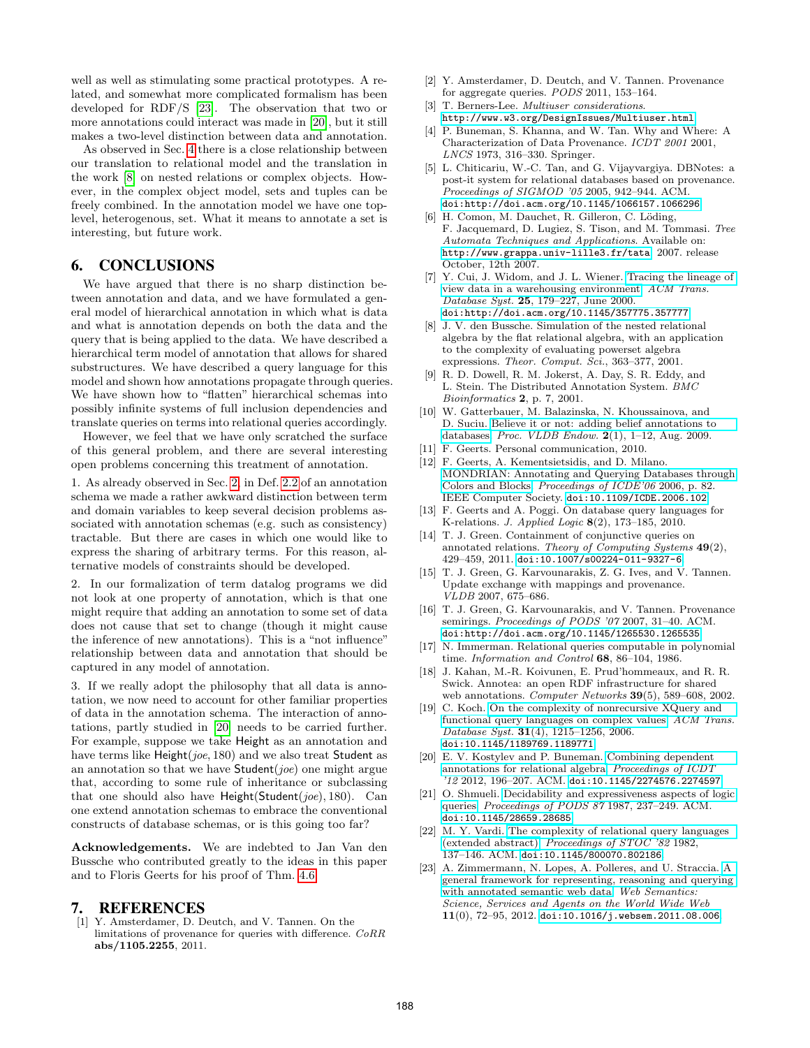well as well as stimulating some practical prototypes. A related, and somewhat more complicated formalism has been developed for RDF/S [23]. The observation that two or more annotations could interact was made in [20], but it still makes a two-level distinction between data and annotation.

As observed in Sec. 4 there is a close relationship between our translation to relational model and the translation in the work [8] on nested relations or complex objects. However, in the complex object model, sets and tuples can be freely combined. In the annotation model we have one top-level, heterogenous, set. What it means to annotate a set is interesting, but future work.

## 6. CONCLUSIONS

We have argued that there is no sharp distinction between annotation and data, and we have formulated a general model of hierarchical annotation in which what is data and what is annotation depends on both the data and the query that is being applied to the data. We have described a hierarchical term model of annotation that allows for shared substructures. We have described a query language for this model and shown how annotations propagate through queries. We have shown how to "flatten" hierarchical schemas into possibly infinite systems of full inclusion dependencies and translate queries on terms into relational queries accordingly.

However, we feel that we have only scratched the surface of this general problem, and there are several interesting open problems concerning this treatment of annotation.

1. As already observed in Sec. 2, in Def. 2.2 of an annotation schema we made a rather awkward distinction between term and domain variables to keep several decision problems associated with annotation schemas (e.g. such as consistency) tractable. But there are cases in which one would like to express the sharing of arbitrary terms. For this reason, alternative models of constraints should be developed.

2. In our formalization of term datalog programs we did not look at one property of annotation, which is that one might require that adding an annotation to some set of data does not cause that set to change (though it might cause the inference of new annotations). This is a "not influence" relationship between data and annotation that should be captured in any model of annotation.

3. If we really adopt the philosophy that all data is annotation, we now need to account for other familiar properties of data in the annotation schema. The interaction of annotations, partly studied in [20] needs to be carried further. For example, suppose we take Height as an annotation and have terms like Height(*joe*, 180) and we also treat Student as an annotation so that we have Student(*joe*) one might argue that, according to some rule of inheritance or subclassing that one should also have Height(Student(*joe*), 180). Can one extend annotation schemas to embrace the conventional constructs of database schemas, or is this going too far?

**Acknowledgements.** We are indebted to Jan Van den Bussche who contributed greatly to the ideas in this paper and to Floris Geerts for his proof of Thm. 4.6.

## 7. REFERENCES

[1] Y. Amsterdamer, D. Deutch, and V. Tannen. On the limitations of provenance for queries with difference. *CoRR* **abs/1105.2255**, 2011.

[2] Y. Amsterdamer, D. Deutch, and V. Tannen. Provenance for aggregate queries. *PODS* 2011, 153–164.

[3] T. Berners-Lee. *Multiuser considerations*. http://www.w3.org/DesignIssues/Multiuser.html

[4] P. Buneman, S. Khanna, and W. Tan. Why and Where: A Characterization of Data Provenance. *ICDT 2001* 2001, *LNCS* 1973, 316–330. Springer.

[5] L. Chiticariu, W.-C. Tan, and G. Vijayvargiya. DBNotes: a post-it system for relational databases based on provenance. *Proceedings of SIGMOD '05* 2005, 942–944. ACM. doi:http://doi.acm.org/10.1145/1066157.1066296

[6] H. Comon, M. Dauchet, R. Gilleron, C. Löding, F. Jacquemard, D. Lugiez, S. Tison, and M. Tommasi. *Tree Automata Techniques and Applications*. Available on: http://www.grappa.univ-lille3.fr/tata, 2007. release October, 12th 2007.

[7] Y. Cui, J. Widom, and J. L. Wiener. Tracing the lineage of view data in a warehousing environment. *ACM Trans. Database Syst.* **25**, 179–227, June 2000. doi:http://doi.acm.org/10.1145/357775.357777

[8] J. V. den Bussche. Simulation of the nested relational algebra by the flat relational algebra, with an application to the complexity of evaluating powerset algebra expressions. *Theor. Comput. Sci.*, 363–377, 2001.

[9] R. D. Dowell, R. M. Jokerst, A. Day, S. R. Eddy, and L. Stein. The Distributed Annotation System. *BMC Bioinformatics* **2**, p. 7, 2001.

[10] W. Gatterbauer, M. Balazinska, N. Khoussainova, and D. Suciu. Believe it or not: adding belief annotations to databases. *Proc. VLDB Endow.* **2**(1), 1–12, Aug. 2009.

[11] F. Geerts. Personal communication, 2010.

[12] F. Geerts, A. Kementsietsidis, and D. Milano. MONDRIAN: Annotating and Querying Databases through Colors and Blocks. *Proceedings of ICDE'06* 2006, p. 82. IEEE Computer Society. doi:10.1109/ICDE.2006.102

[13] F. Geerts and A. Poggi. On database query languages for K-relations. *J. Applied Logic* **8**(2), 173–185, 2010.

[14] T. J. Green. Containment of conjunctive queries on annotated relations. *Theory of Computing Systems* **49**(2), 429–459, 2011. doi:10.1007/s00224-011-9327-6

[15] T. J. Green, G. Karvounarakis, Z. G. Ives, and V. Tannen. Update exchange with mappings and provenance. *VLDB* 2007, 675–686.

[16] T. J. Green, G. Karvounarakis, and V. Tannen. Provenance semirings. *Proceedings of PODS '07* 2007, 31–40. ACM. doi:http://doi.acm.org/10.1145/1265530.1265535

[17] N. Immerman. Relational queries computable in polynomial time. *Information and Control* **68**, 86–104, 1986.

[18] J. Kahan, M.-R. Koivunen, E. Prud'hommeaux, and R. R. Swick. Annotea: an open RDF infrastructure for shared web annotations. *Computer Networks* **39**(5), 589–608, 2002.

[19] C. Koch. On the complexity of nonrecursive XQuery and functional query languages on complex values. *ACM Trans. Database Syst.* **31**(4), 1215–1256, 2006. doi:10.1145/1189769.1189771

[20] E. V. Kostylev and P. Buneman. Combining dependent annotations for relational algebra. *Proceedings of ICDT '12* 2012, 196–207. ACM. doi:10.1145/2274576.2274597

[21] O. Shmueli. Decidability and expressiveness aspects of logic queries. *Proceedings of PODS 87* 1987, 237–249. ACM. doi:10.1145/28659.28685

[22] M. Y. Vardi. The complexity of relational query languages (extended abstract). *Proceedings of STOC '82* 1982, 137–146. ACM. doi:10.1145/800070.802186

[23] A. Zimmermann, N. Lopes, A. Polleres, and U. Straccia. A general framework for representing, reasoning and querying with annotated semantic web data. *Web Semantics: Science, Services and Agents on the World Wide Web* **11**(0), 72–95, 2012. doi:10.1016/j.websem.2011.08.006